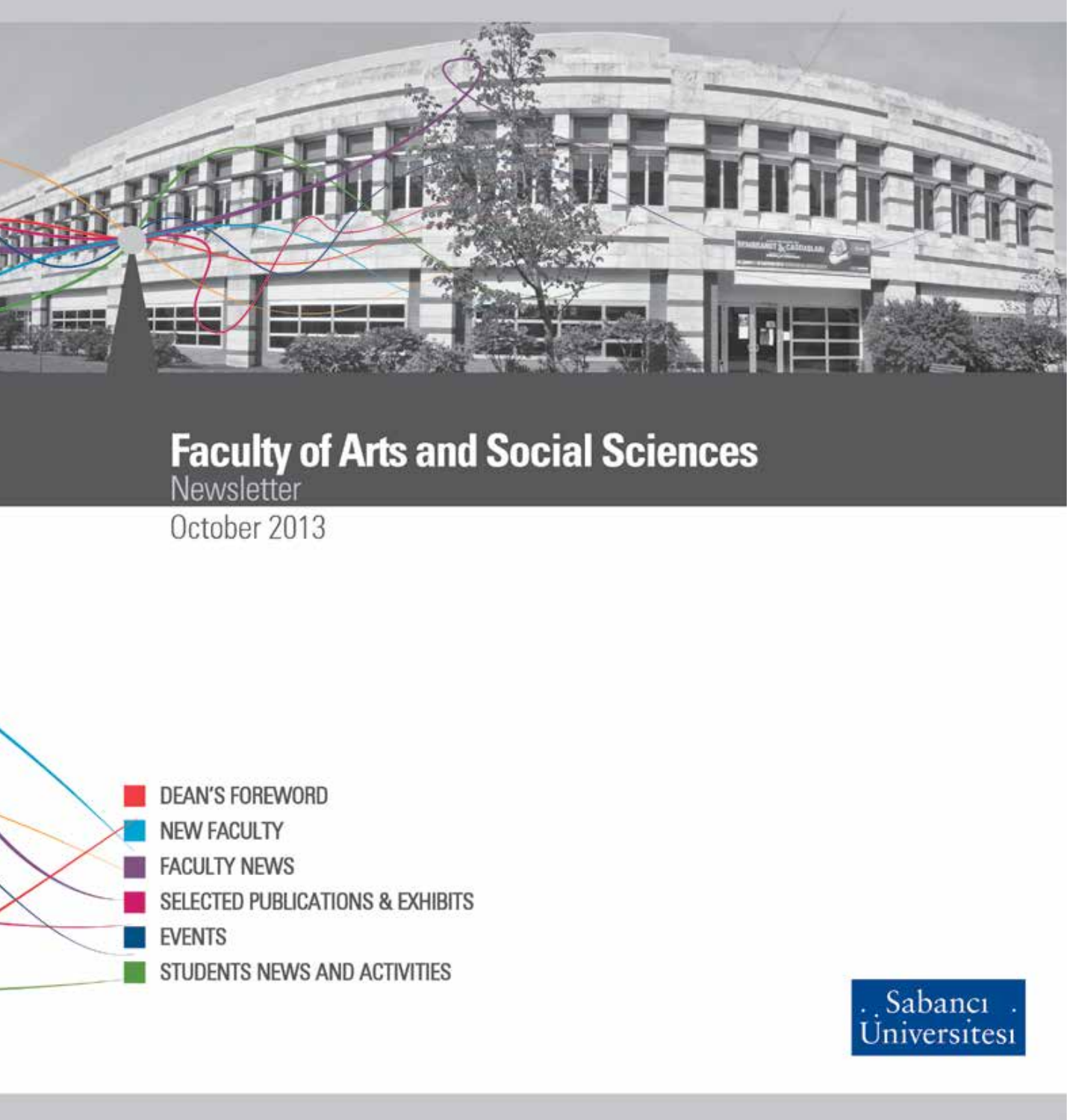# Faculty of Arts and Social Sciences

Newsletter

October 2013

- DEAN'S FOREWORD
- NEW FACULTY
- FACULTY NEWS
- SELECTED PUBLICATIONS & EXHIBITS
- EVENTS
- STUDENTS NEWS AND ACTIVITIES

Sabancı Üniversitesi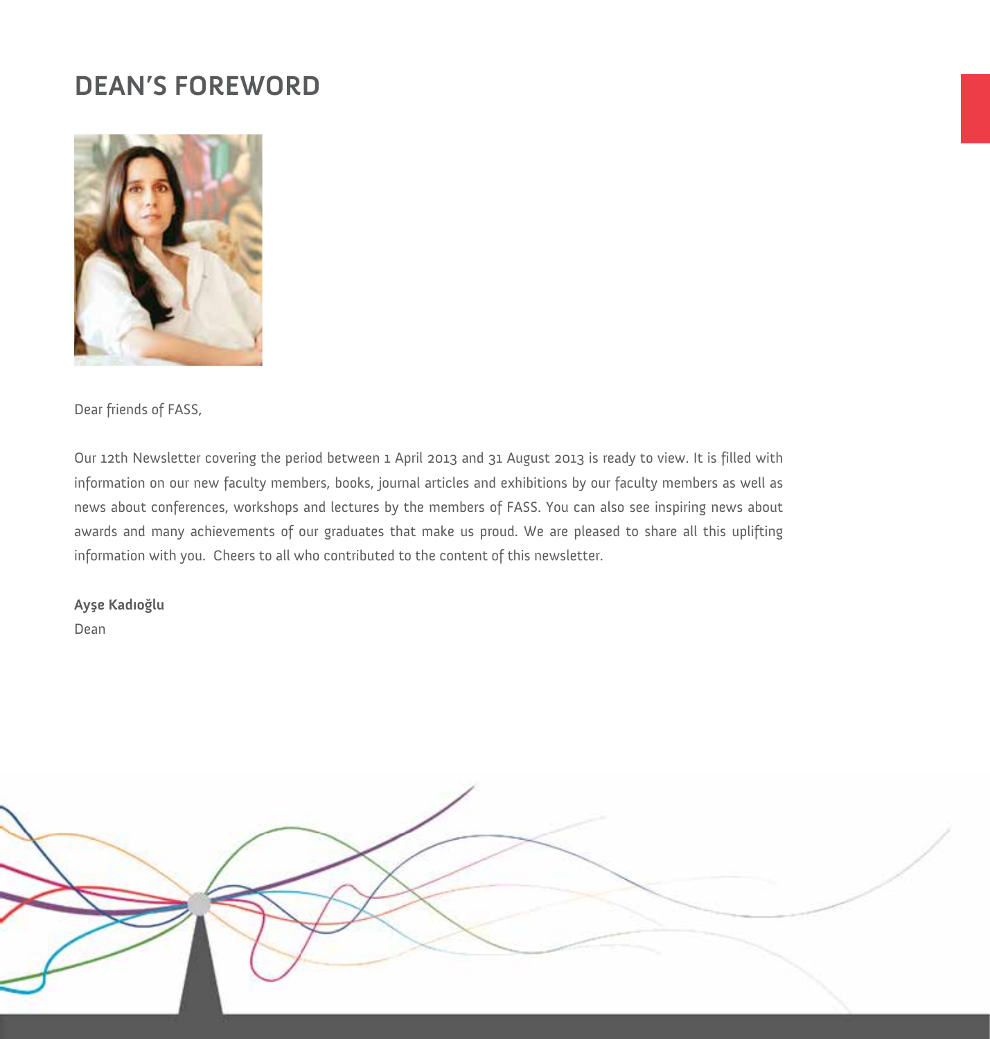# DEAN'S FOREWORD

Dear friends of FASS,

Our 12th Newsletter covering the period between 1 April 2013 and 31 August 2013 is ready to view. It is filled with information on our new faculty members, books, journal articles and exhibitions by our faculty members as well as news about conferences, workshops and lectures by the members of FASS. You can also see inspiring news about awards and many achievements of our graduates that make us proud. We are pleased to share all this uplifting information with you.  Cheers to all who contributed to the content of this newsletter.

**Ayşe Kadıoğlu**
Dean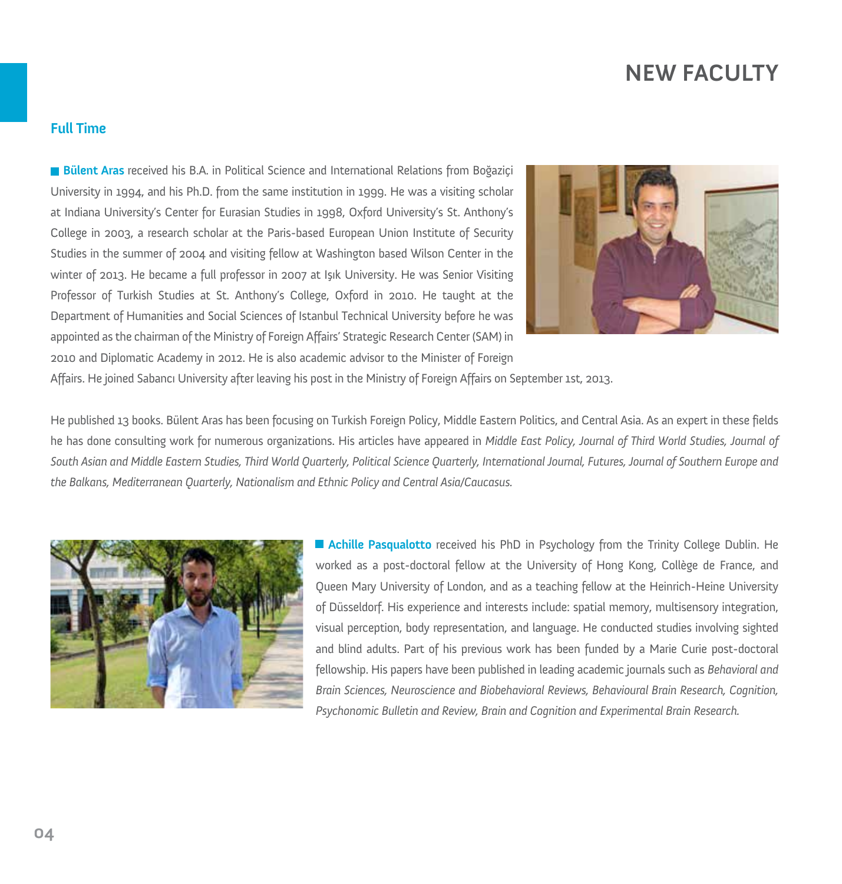# NEW FACULTY

## Full Time

**Bülent Aras** received his B.A. in Political Science and International Relations from Boğaziçi University in 1994, and his Ph.D. from the same institution in 1999. He was a visiting scholar at Indiana University's Center for Eurasian Studies in 1998, Oxford University's St. Anthony's College in 2003, a research scholar at the Paris-based European Union Institute of Security Studies in the summer of 2004 and visiting fellow at Washington based Wilson Center in the winter of 2013. He became a full professor in 2007 at Işık University. He was Senior Visiting Professor of Turkish Studies at St. Anthony's College, Oxford in 2010. He taught at the Department of Humanities and Social Sciences of Istanbul Technical University before he was appointed as the chairman of the Ministry of Foreign Affairs' Strategic Research Center (SAM) in 2010 and Diplomatic Academy in 2012. He is also academic advisor to the Minister of Foreign Affairs. He joined Sabancı University after leaving his post in the Ministry of Foreign Affairs on September 1st, 2013.

He published 13 books. Bülent Aras has been focusing on Turkish Foreign Policy, Middle Eastern Politics, and Central Asia. As an expert in these fields he has done consulting work for numerous organizations. His articles have appeared in *Middle East Policy, Journal of Third World Studies, Journal of South Asian and Middle Eastern Studies, Third World Quarterly, Political Science Quarterly, International Journal, Futures, Journal of Southern Europe and the Balkans, Mediterranean Quarterly, Nationalism and Ethnic Policy and Central Asia/Caucasus.*

**Achille Pasqualotto** received his PhD in Psychology from the Trinity College Dublin. He worked as a post-doctoral fellow at the University of Hong Kong, Collège de France, and Queen Mary University of London, and as a teaching fellow at the Heinrich-Heine University of Düsseldorf. His experience and interests include: spatial memory, multisensory integration, visual perception, body representation, and language. He conducted studies involving sighted and blind adults. Part of his previous work has been funded by a Marie Curie post-doctoral fellowship. His papers have been published in leading academic journals such as *Behavioral and Brain Sciences, Neuroscience and Biobehavioral Reviews, Behavioural Brain Research, Cognition, Psychonomic Bulletin and Review, Brain and Cognition and Experimental Brain Research.*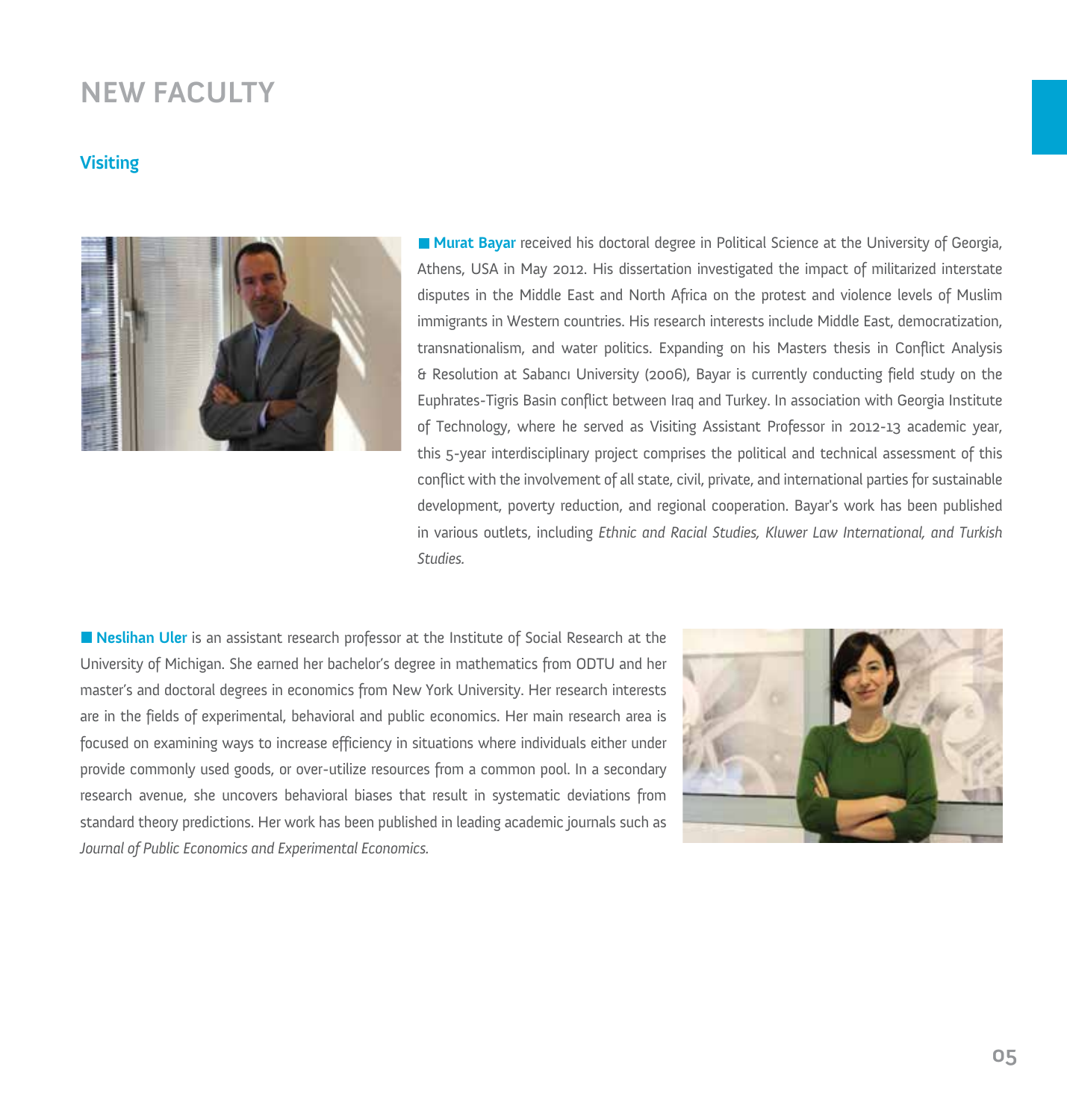# NEW FACULTY

## Visiting

**Murat Bayar** received his doctoral degree in Political Science at the University of Georgia, Athens, USA in May 2012. His dissertation investigated the impact of militarized interstate disputes in the Middle East and North Africa on the protest and violence levels of Muslim immigrants in Western countries. His research interests include Middle East, democratization, transnationalism, and water politics. Expanding on his Masters thesis in Conflict Analysis & Resolution at Sabancı University (2006), Bayar is currently conducting field study on the Euphrates-Tigris Basin conflict between Iraq and Turkey. In association with Georgia Institute of Technology, where he served as Visiting Assistant Professor in 2012-13 academic year, this 5-year interdisciplinary project comprises the political and technical assessment of this conflict with the involvement of all state, civil, private, and international parties for sustainable development, poverty reduction, and regional cooperation. Bayar's work has been published in various outlets, including *Ethnic and Racial Studies, Kluwer Law International, and Turkish Studies.*

**Neslihan Uler** is an assistant research professor at the Institute of Social Research at the University of Michigan. She earned her bachelor's degree in mathematics from ODTU and her master's and doctoral degrees in economics from New York University. Her research interests are in the fields of experimental, behavioral and public economics. Her main research area is focused on examining ways to increase efficiency in situations where individuals either under provide commonly used goods, or over-utilize resources from a common pool. In a secondary research avenue, she uncovers behavioral biases that result in systematic deviations from standard theory predictions. Her work has been published in leading academic journals such as *Journal of Public Economics and Experimental Economics.*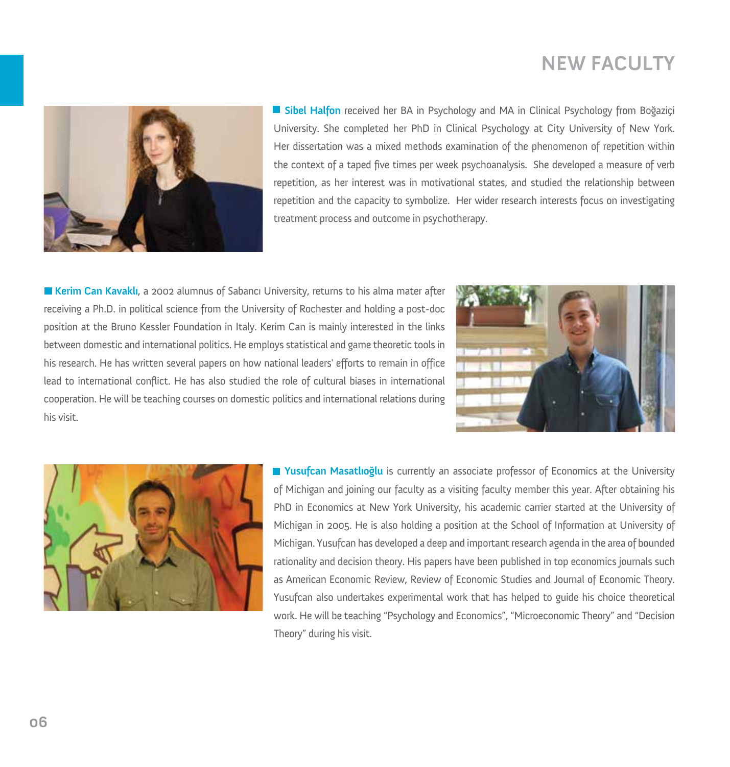# NEW FACULTY

**Sibel Halfon** received her BA in Psychology and MA in Clinical Psychology from Boğaziçi University. She completed her PhD in Clinical Psychology at City University of New York. Her dissertation was a mixed methods examination of the phenomenon of repetition within the context of a taped five times per week psychoanalysis. She developed a measure of verb repetition, as her interest was in motivational states, and studied the relationship between repetition and the capacity to symbolize. Her wider research interests focus on investigating treatment process and outcome in psychotherapy.

**Kerim Can Kavaklı**, a 2002 alumnus of Sabancı University, returns to his alma mater after receiving a Ph.D. in political science from the University of Rochester and holding a post-doc position at the Bruno Kessler Foundation in Italy. Kerim Can is mainly interested in the links between domestic and international politics. He employs statistical and game theoretic tools in his research. He has written several papers on how national leaders' efforts to remain in office lead to international conflict. He has also studied the role of cultural biases in international cooperation. He will be teaching courses on domestic politics and international relations during his visit.

**Yusufcan Masatlıoğlu** is currently an associate professor of Economics at the University of Michigan and joining our faculty as a visiting faculty member this year. After obtaining his PhD in Economics at New York University, his academic carrier started at the University of Michigan in 2005. He is also holding a position at the School of Information at University of Michigan. Yusufcan has developed a deep and important research agenda in the area of bounded rationality and decision theory. His papers have been published in top economics journals such as American Economic Review, Review of Economic Studies and Journal of Economic Theory. Yusufcan also undertakes experimental work that has helped to guide his choice theoretical work. He will be teaching "Psychology and Economics", "Microeconomic Theory" and "Decision Theory" during his visit.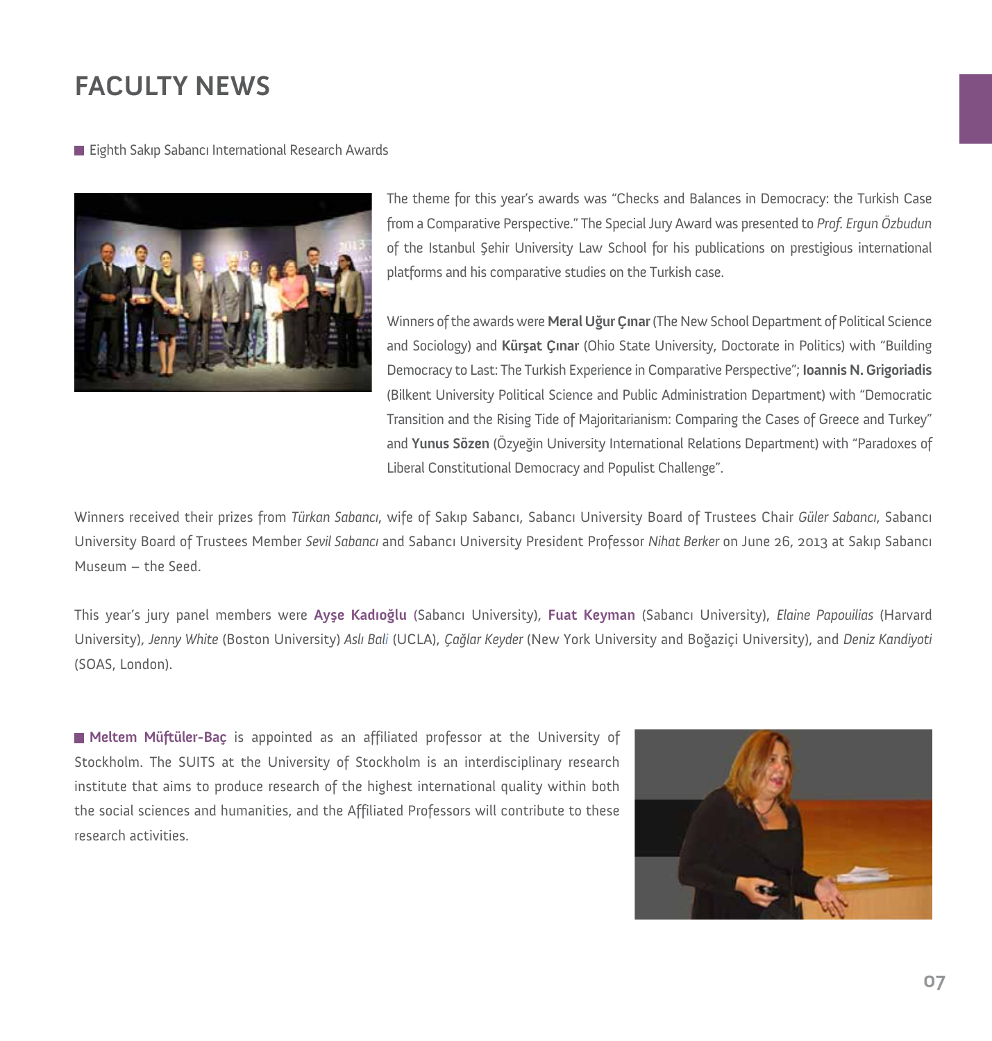# FACULTY NEWS

■ Eighth Sakıp Sabancı International Research Awards

The theme for this year's awards was "Checks and Balances in Democracy: the Turkish Case from a Comparative Perspective." The Special Jury Award was presented to *Prof. Ergun Özbudun* of the Istanbul Şehir University Law School for his publications on prestigious international platforms and his comparative studies on the Turkish case.

Winners of the awards were **Meral Uğur Çınar** (The New School Department of Political Science and Sociology) and **Kürşat Çınar** (Ohio State University, Doctorate in Politics) with "Building Democracy to Last: The Turkish Experience in Comparative Perspective"; **Ioannis N. Grigoriadis** (Bilkent University Political Science and Public Administration Department) with "Democratic Transition and the Rising Tide of Majoritarianism: Comparing the Cases of Greece and Turkey" and **Yunus Sözen** (Özyeğin University International Relations Department) with "Paradoxes of Liberal Constitutional Democracy and Populist Challenge".

Winners received their prizes from *Türkan Sabancı*, wife of Sakıp Sabancı, Sabancı University Board of Trustees Chair *Güler Sabancı*, Sabancı University Board of Trustees Member *Sevil Sabancı* and Sabancı University President Professor *Nihat Berker* on June 26, 2013 at Sakıp Sabancı Museum – the Seed.

This year's jury panel members were **Ayşe Kadıoğlu** (Sabancı University), **Fuat Keyman** (Sabancı University), *Elaine Papouilias* (Harvard University), *Jenny White* (Boston University) *Aslı Bali* (UCLA), *Çağlar Keyder* (New York University and Boğaziçi University), and *Deniz Kandiyoti* (SOAS, London).

■ **Meltem Müftüler-Baç** is appointed as an affiliated professor at the University of Stockholm. The SUITS at the University of Stockholm is an interdisciplinary research institute that aims to produce research of the highest international quality within both the social sciences and humanities, and the Affiliated Professors will contribute to these research activities.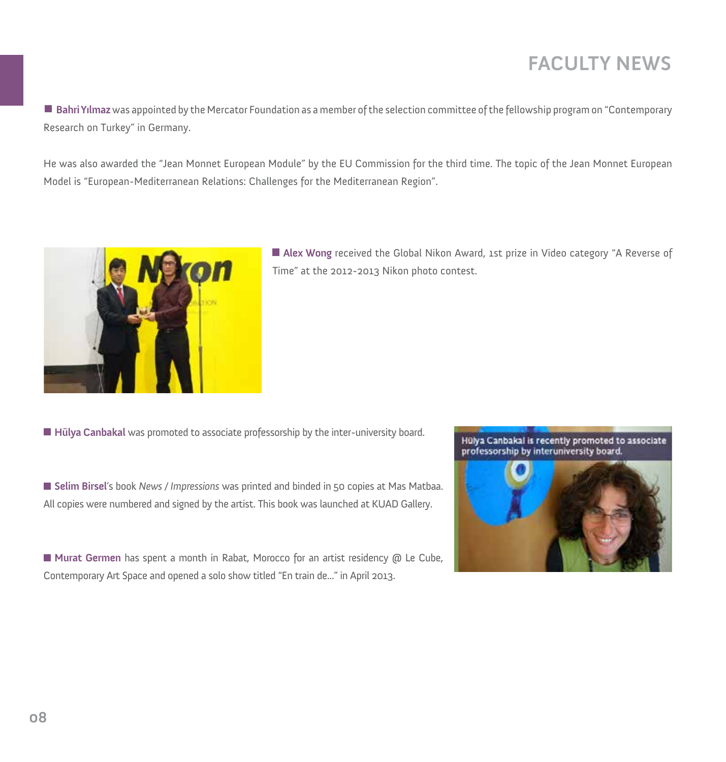# FACULTY NEWS

**Bahri Yılmaz** was appointed by the Mercator Foundation as a member of the selection committee of the fellowship program on "Contemporary Research on Turkey" in Germany.

He was also awarded the "Jean Monnet European Module" by the EU Commission for the third time. The topic of the Jean Monnet European Model is "European-Mediterranean Relations: Challenges for the Mediterranean Region".

**Alex Wong** received the Global Nikon Award, 1st prize in Video category "A Reverse of Time" at the 2012-2013 Nikon photo contest.

**Hülya Canbakal** was promoted to associate professorship by the inter-university board.

**Selim Birsel**'s book *News / Impressions* was printed and binded in 50 copies at Mas Matbaa. All copies were numbered and signed by the artist. This book was launched at KUAD Gallery.

**Murat Germen** has spent a month in Rabat, Morocco for an artist residency @ Le Cube, Contemporary Art Space and opened a solo show titled "En train de..." in April 2013.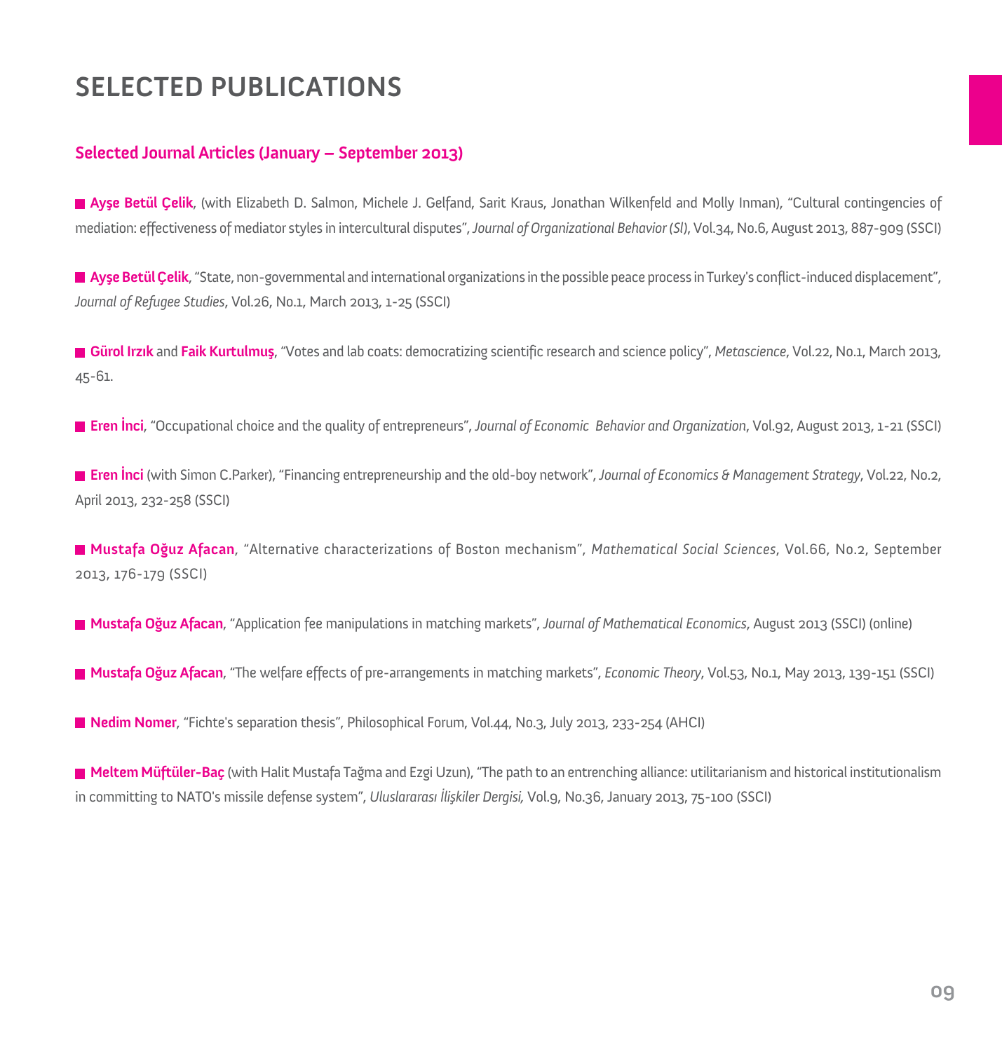# SELECTED PUBLICATIONS

## Selected Journal Articles (January – September 2013)

- **Ayşe Betül Çelik**, (with Elizabeth D. Salmon, Michele J. Gelfand, Sarit Kraus, Jonathan Wilkenfeld and Molly Inman), "Cultural contingencies of mediation: effectiveness of mediator styles in intercultural disputes", *Journal of Organizational Behavior (SI)*, Vol.34, No.6, August 2013, 887-909 (SSCI)

- **Ayşe Betül Çelik**, "State, non-governmental and international organizations in the possible peace process in Turkey's conflict-induced displacement", *Journal of Refugee Studies*, Vol.26, No.1, March 2013, 1-25 (SSCI)

- **Gürol Irzık** and **Faik Kurtulmuş**, "Votes and lab coats: democratizing scientific research and science policy", *Metascience*, Vol.22, No.1, March 2013, 45-61.

- **Eren İnci**, "Occupational choice and the quality of entrepreneurs", *Journal of Economic Behavior and Organization*, Vol.92, August 2013, 1-21 (SSCI)

- **Eren İnci** (with Simon C.Parker), "Financing entrepreneurship and the old-boy network", *Journal of Economics & Management Strategy*, Vol.22, No.2, April 2013, 232-258 (SSCI)

- **Mustafa Oğuz Afacan**, "Alternative characterizations of Boston mechanism", *Mathematical Social Sciences*, Vol.66, No.2, September 2013, 176-179 (SSCI)

- **Mustafa Oğuz Afacan**, "Application fee manipulations in matching markets", *Journal of Mathematical Economics*, August 2013 (SSCI) (online)

- **Mustafa Oğuz Afacan**, "The welfare effects of pre-arrangements in matching markets", *Economic Theory*, Vol.53, No.1, May 2013, 139-151 (SSCI)

- **Nedim Nomer**, "Fichte's separation thesis", Philosophical Forum, Vol.44, No.3, July 2013, 233-254 (AHCI)

- **Meltem Müftüler-Baç** (with Halit Mustafa Tağma and Ezgi Uzun), "The path to an entrenching alliance: utilitarianism and historical institutionalism in committing to NATO's missile defense system", *Uluslararası İlişkiler Dergisi,* Vol.9, No.36, January 2013, 75-100 (SSCI)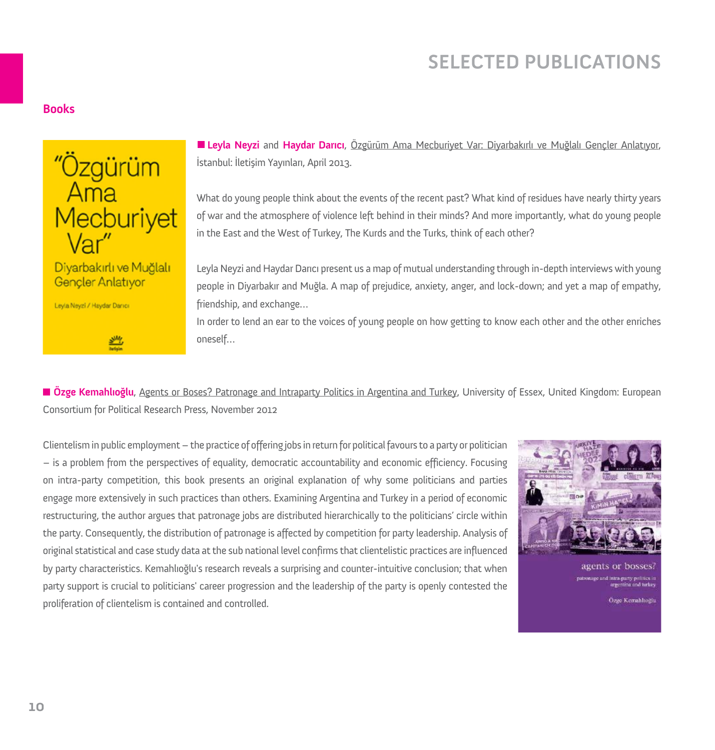# SELECTED PUBLICATIONS

## Books

**Leyla Neyzi** and **Haydar Darıcı**, Özgürüm Ama Mecburiyet Var: Diyarbakırlı ve Muğlalı Gençler Anlatıyor, İstanbul: İletişim Yayınları, April 2013.

What do young people think about the events of the recent past? What kind of residues have nearly thirty years of war and the atmosphere of violence left behind in their minds? And more importantly, what do young people in the East and the West of Turkey, The Kurds and the Turks, think of each other?

Leyla Neyzi and Haydar Darıcı present us a map of mutual understanding through in-depth interviews with young people in Diyarbakır and Muğla. A map of prejudice, anxiety, anger, and lock-down; and yet a map of empathy, friendship, and exchange...

In order to lend an ear to the voices of young people on how getting to know each other and the other enriches oneself...

**Özge Kemahlıoğlu**, Agents or Boses? Patronage and Intraparty Politics in Argentina and Turkey, University of Essex, United Kingdom: European Consortium for Political Research Press, November 2012

Clientelism in public employment – the practice of offering jobs in return for political favours to a party or politician – is a problem from the perspectives of equality, democratic accountability and economic efficiency. Focusing on intra-party competition, this book presents an original explanation of why some politicians and parties engage more extensively in such practices than others. Examining Argentina and Turkey in a period of economic restructuring, the author argues that patronage jobs are distributed hierarchically to the politicians' circle within the party. Consequently, the distribution of patronage is affected by competition for party leadership. Analysis of original statistical and case study data at the sub national level confirms that clientelistic practices are influenced by party characteristics. Kemahlıoğlu's research reveals a surprising and counter-intuitive conclusion; that when party support is crucial to politicians' career progression and the leadership of the party is openly contested the proliferation of clientelism is contained and controlled.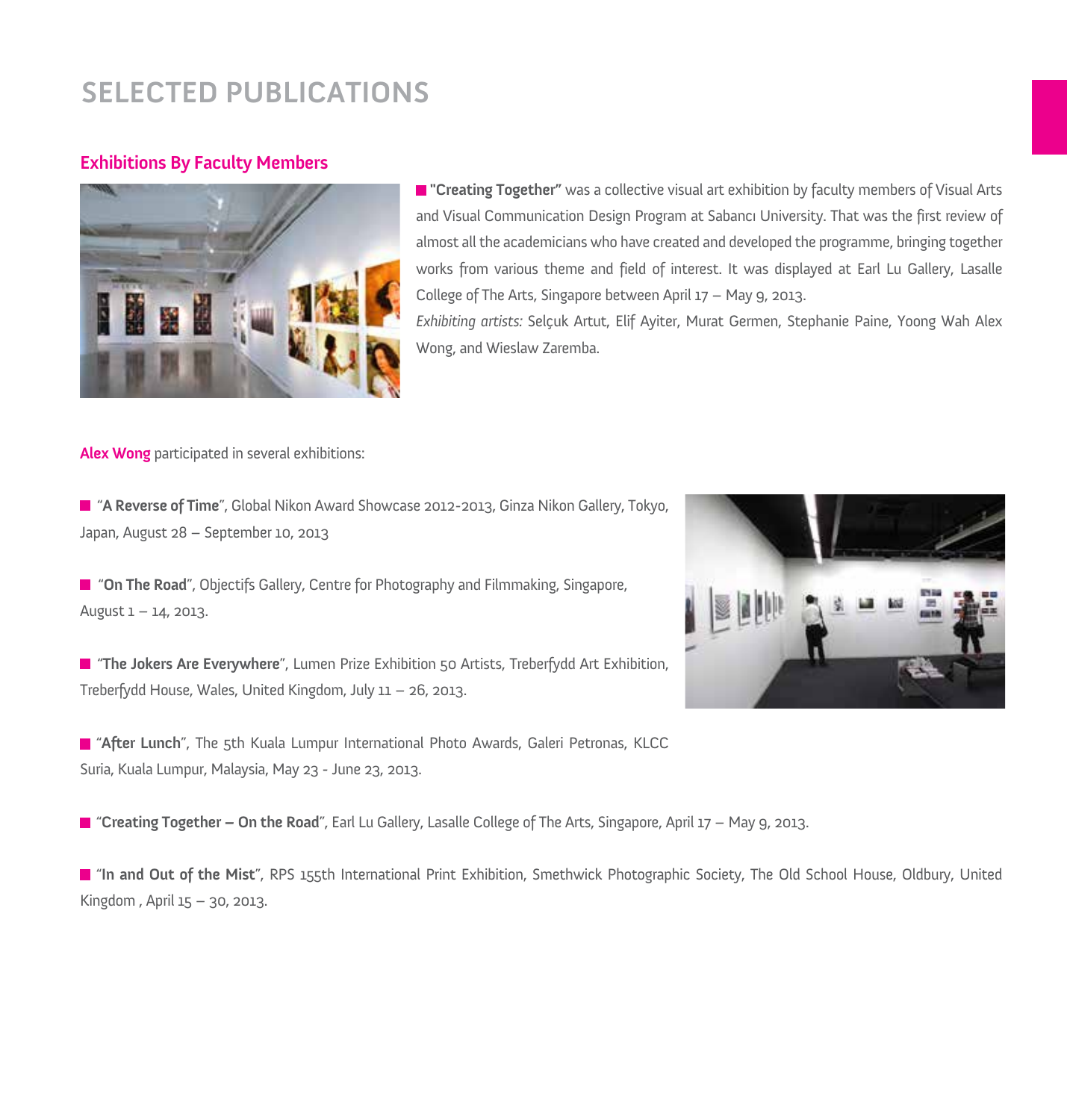# SELECTED PUBLICATIONS

## Exhibitions By Faculty Members

**"Creating Together"** was a collective visual art exhibition by faculty members of Visual Arts and Visual Communication Design Program at Sabancı University. That was the first review of almost all the academicians who have created and developed the programme, bringing together works from various theme and field of interest. It was displayed at Earl Lu Gallery, Lasalle College of The Arts, Singapore between April 17 – May 9, 2013.
*Exhibiting artists:* Selçuk Artut, Elif Ayiter, Murat Germen, Stephanie Paine, Yoong Wah Alex Wong, and Wieslaw Zaremba.

**Alex Wong** participated in several exhibitions:

- "**A Reverse of Time**", Global Nikon Award Showcase 2012-2013, Ginza Nikon Gallery, Tokyo, Japan, August 28 – September 10, 2013

- "**On The Road**", Objectifs Gallery, Centre for Photography and Filmmaking, Singapore, August 1 – 14, 2013.

- "**The Jokers Are Everywhere**", Lumen Prize Exhibition 50 Artists, Treberfydd Art Exhibition, Treberfydd House, Wales, United Kingdom, July 11 – 26, 2013.

- "**After Lunch**", The 5th Kuala Lumpur International Photo Awards, Galeri Petronas, KLCC Suria, Kuala Lumpur, Malaysia, May 23 - June 23, 2013.

- "**Creating Together – On the Road**", Earl Lu Gallery, Lasalle College of The Arts, Singapore, April 17 – May 9, 2013.

- "**In and Out of the Mist**", RPS 155th International Print Exhibition, Smethwick Photographic Society, The Old School House, Oldbury, United Kingdom , April 15 – 30, 2013.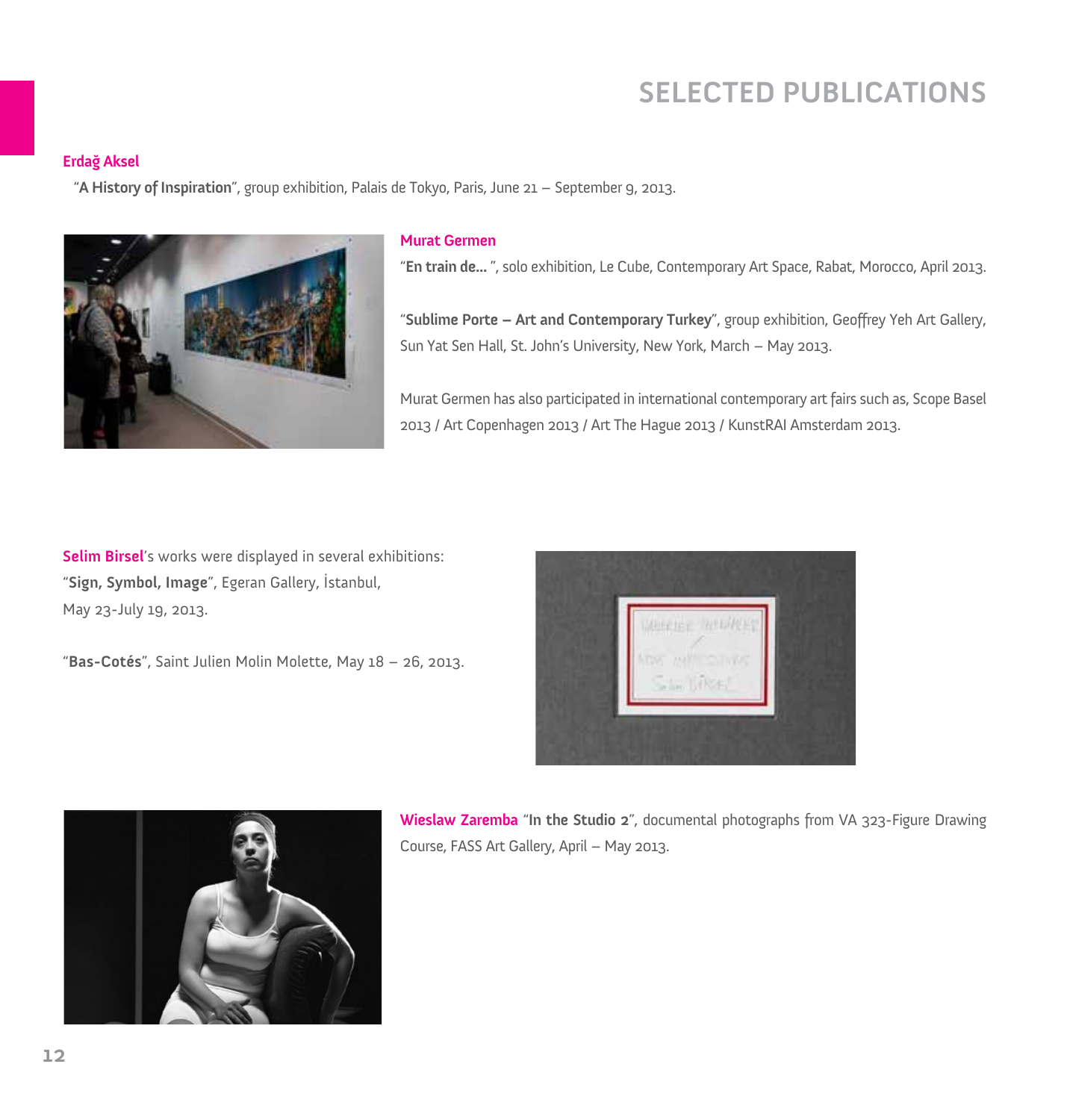# SELECTED PUBLICATIONS

**Erdağ Aksel**

"**A History of Inspiration**", group exhibition, Palais de Tokyo, Paris, June 21 – September 9, 2013.

**Murat Germen**

"**En train de...** ", solo exhibition, Le Cube, Contemporary Art Space, Rabat, Morocco, April 2013.

"**Sublime Porte – Art and Contemporary Turkey**", group exhibition, Geoffrey Yeh Art Gallery, Sun Yat Sen Hall, St. John's University, New York, March – May 2013.

Murat Germen has also participated in international contemporary art fairs such as, Scope Basel 2013 / Art Copenhagen 2013 / Art The Hague 2013 / KunstRAI Amsterdam 2013.

**Selim Birsel**'s works were displayed in several exhibitions:
"**Sign, Symbol, Image**", Egeran Gallery, İstanbul, May 23-July 19, 2013.

"**Bas-Cotés**", Saint Julien Molin Molette, May 18 – 26, 2013.

**Wieslaw Zaremba** "**In the Studio 2**", documental photographs from VA 323-Figure Drawing Course, FASS Art Gallery, April – May 2013.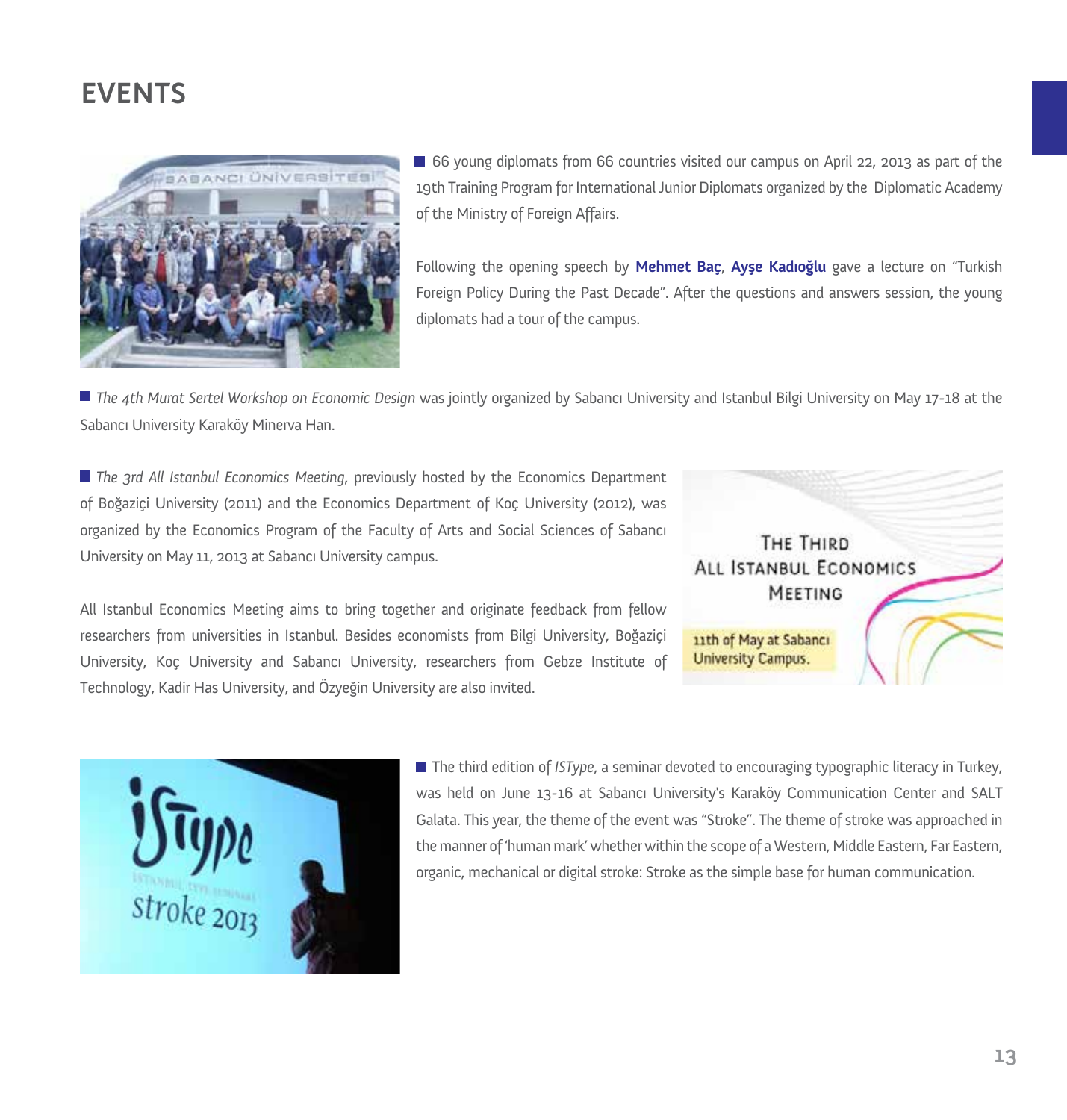# EVENTS

66 young diplomats from 66 countries visited our campus on April 22, 2013 as part of the 19th Training Program for International Junior Diplomats organized by the Diplomatic Academy of the Ministry of Foreign Affairs.

Following the opening speech by **Mehmet Baç**, **Ayşe Kadıoğlu** gave a lecture on "Turkish Foreign Policy During the Past Decade". After the questions and answers session, the young diplomats had a tour of the campus.

*The 4th Murat Sertel Workshop on Economic Design* was jointly organized by Sabancı University and Istanbul Bilgi University on May 17-18 at the Sabancı University Karaköy Minerva Han.

*The 3rd All Istanbul Economics Meeting*, previously hosted by the Economics Department of Boğaziçi University (2011) and the Economics Department of Koç University (2012), was organized by the Economics Program of the Faculty of Arts and Social Sciences of Sabancı University on May 11, 2013 at Sabancı University campus.

All Istanbul Economics Meeting aims to bring together and originate feedback from fellow researchers from universities in Istanbul. Besides economists from Bilgi University, Boğaziçi University, Koç University and Sabancı University, researchers from Gebze Institute of Technology, Kadir Has University, and Özyeğin University are also invited.

The third edition of *ISType*, a seminar devoted to encouraging typographic literacy in Turkey, was held on June 13-16 at Sabancı University's Karaköy Communication Center and SALT Galata. This year, the theme of the event was "Stroke". The theme of stroke was approached in the manner of 'human mark' whether within the scope of a Western, Middle Eastern, Far Eastern, organic, mechanical or digital stroke: Stroke as the simple base for human communication.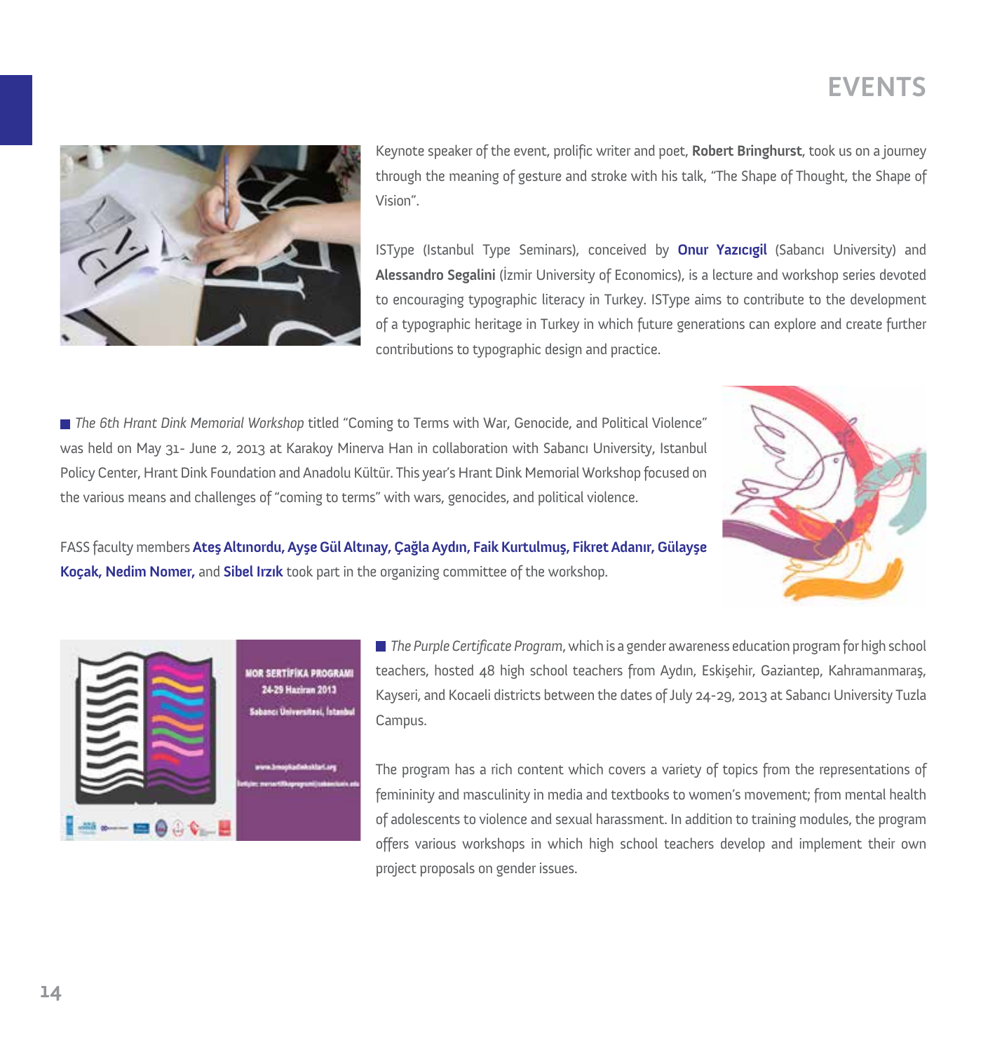Keynote speaker of the event, prolific writer and poet, **Robert Bringhurst**, took us on a journey through the meaning of gesture and stroke with his talk, "The Shape of Thought, the Shape of Vision".

ISType (Istanbul Type Seminars), conceived by **Onur Yazıcıgil** (Sabancı University) and **Alessandro Segalini** (İzmir University of Economics), is a lecture and workshop series devoted to encouraging typographic literacy in Turkey. ISType aims to contribute to the development of a typographic heritage in Turkey in which future generations can explore and create further contributions to typographic design and practice.

- *The 6th Hrant Dink Memorial Workshop* titled "Coming to Terms with War, Genocide, and Political Violence" was held on May 31- June 2, 2013 at Karakoy Minerva Han in collaboration with Sabancı University, Istanbul Policy Center, Hrant Dink Foundation and Anadolu Kültür. This year's Hrant Dink Memorial Workshop focused on the various means and challenges of "coming to terms" with wars, genocides, and political violence.

FASS faculty members **Ateş Altınordu, Ayşe Gül Altınay, Çağla Aydın, Faik Kurtulmuş, Fikret Adanır, Gülayşe Koçak, Nedim Nomer,** and **Sibel Irzık** took part in the organizing committee of the workshop.

- *The Purple Certificate Program*, which is a gender awareness education program for high school teachers, hosted 48 high school teachers from Aydın, Eskişehir, Gaziantep, Kahramanmaraş, Kayseri, and Kocaeli districts between the dates of July 24-29, 2013 at Sabancı University Tuzla Campus.

The program has a rich content which covers a variety of topics from the representations of femininity and masculinity in media and textbooks to women's movement; from mental health of adolescents to violence and sexual harassment. In addition to training modules, the program offers various workshops in which high school teachers develop and implement their own project proposals on gender issues.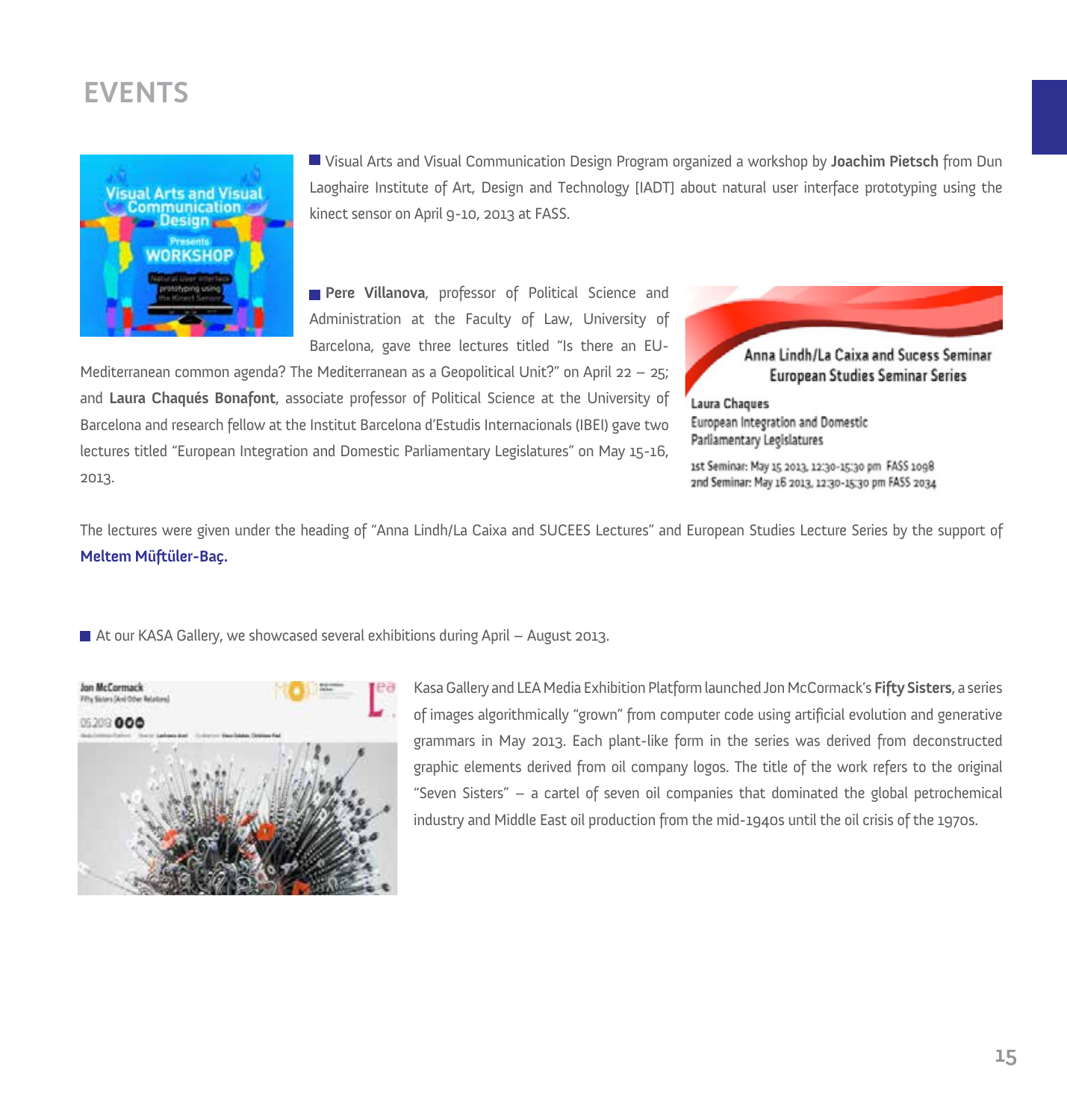# EVENTS

■ Visual Arts and Visual Communication Design Program organized a workshop by **Joachim Pietsch** from Dun Laoghaire Institute of Art, Design and Technology [IADT] about natural user interface prototyping using the kinect sensor on April 9-10, 2013 at FASS.

■ **Pere Villanova**, professor of Political Science and Administration at the Faculty of Law, University of Barcelona, gave three lectures titled "Is there an EU-Mediterranean common agenda? The Mediterranean as a Geopolitical Unit?" on April 22 – 25; and **Laura Chaqués Bonafont**, associate professor of Political Science at the University of Barcelona and research fellow at the Institut Barcelona d'Estudis Internacionals (IBEI) gave two lectures titled "European Integration and Domestic Parliamentary Legislatures" on May 15-16, 2013.

The lectures were given under the heading of "Anna Lindh/La Caixa and SUCEES Lectures" and European Studies Lecture Series by the support of **Meltem Müftüler-Baç.**

■ At our KASA Gallery, we showcased several exhibitions during April – August 2013.

Kasa Gallery and LEA Media Exhibition Platform launched Jon McCormack's **Fifty Sisters**, a series of images algorithmically "grown" from computer code using artificial evolution and generative grammars in May 2013. Each plant-like form in the series was derived from deconstructed graphic elements derived from oil company logos. The title of the work refers to the original "Seven Sisters" – a cartel of seven oil companies that dominated the global petrochemical industry and Middle East oil production from the mid-1940s until the oil crisis of the 1970s.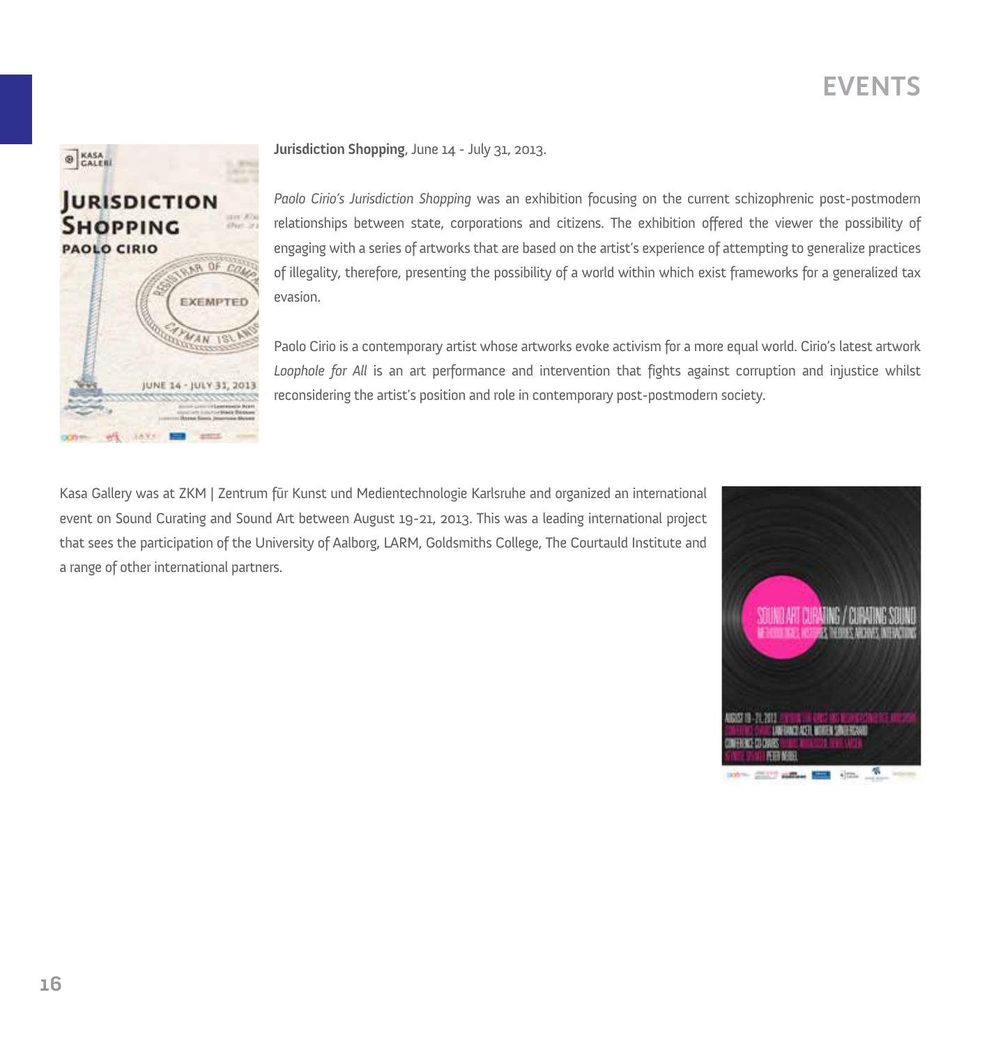# EVENTS

**Jurisdiction Shopping**, June 14 - July 31, 2013.

*Paolo Cirio's Jurisdiction Shopping* was an exhibition focusing on the current schizophrenic post-postmodern relationships between state, corporations and citizens. The exhibition offered the viewer the possibility of engaging with a series of artworks that are based on the artist's experience of attempting to generalize practices of illegality, therefore, presenting the possibility of a world within which exist frameworks for a generalized tax evasion.

Paolo Cirio is a contemporary artist whose artworks evoke activism for a more equal world. Cirio's latest artwork *Loophole for All* is an art performance and intervention that fights against corruption and injustice whilst reconsidering the artist's position and role in contemporary post-postmodern society.

Kasa Gallery was at ZKM | Zentrum für Kunst und Medientechnologie Karlsruhe and organized an international event on Sound Curating and Sound Art between August 19-21, 2013. This was a leading international project that sees the participation of the University of Aalborg, LARM, Goldsmiths College, The Courtauld Institute and a range of other international partners.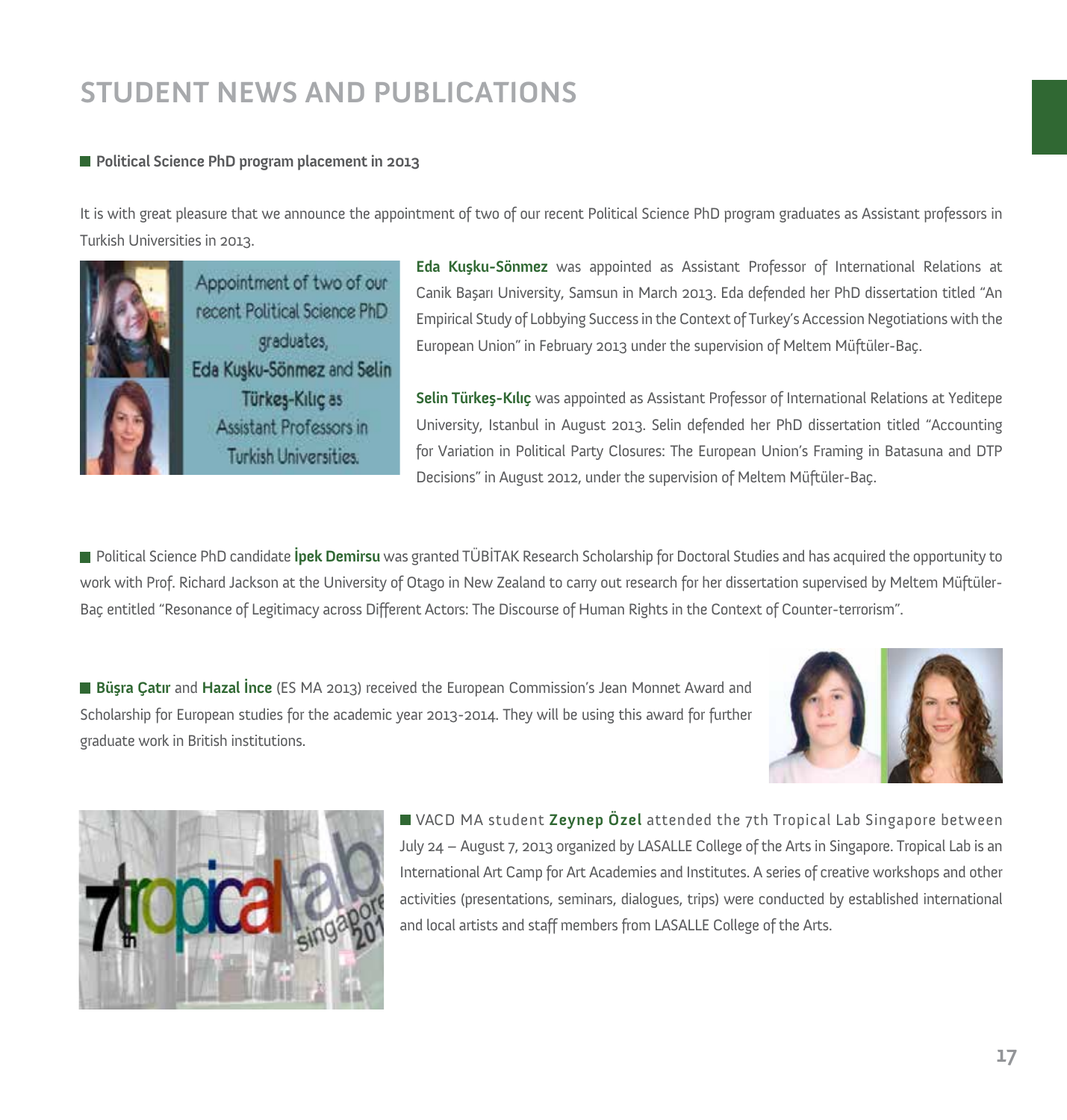# STUDENT NEWS AND PUBLICATIONS

**Political Science PhD program placement in 2013**

It is with great pleasure that we announce the appointment of two of our recent Political Science PhD program graduates as Assistant professors in Turkish Universities in 2013.

Appointment of two of our recent Political Science PhD graduates, Eda Kuşku-Sönmez and Selin Türkeş-Kılıç as Assistant Professors in Turkish Universities.

**Eda Kuşku-Sönmez** was appointed as Assistant Professor of International Relations at Canik Başarı University, Samsun in March 2013. Eda defended her PhD dissertation titled "An Empirical Study of Lobbying Success in the Context of Turkey's Accession Negotiations with the European Union" in February 2013 under the supervision of Meltem Müftüler-Baç.

**Selin Türkeş-Kılıç** was appointed as Assistant Professor of International Relations at Yeditepe University, Istanbul in August 2013. Selin defended her PhD dissertation titled "Accounting for Variation in Political Party Closures: The European Union's Framing in Batasuna and DTP Decisions" in August 2012, under the supervision of Meltem Müftüler-Baç.

Political Science PhD candidate **İpek Demirsu** was granted TÜBİTAK Research Scholarship for Doctoral Studies and has acquired the opportunity to work with Prof. Richard Jackson at the University of Otago in New Zealand to carry out research for her dissertation supervised by Meltem Müftüler-Baç entitled "Resonance of Legitimacy across Different Actors: The Discourse of Human Rights in the Context of Counter-terrorism".

**Büşra Çatır** and **Hazal İnce** (ES MA 2013) received the European Commission's Jean Monnet Award and Scholarship for European studies for the academic year 2013-2014. They will be using this award for further graduate work in British institutions.

VACD MA student **Zeynep Özel** attended the 7th Tropical Lab Singapore between July 24 – August 7, 2013 organized by LASALLE College of the Arts in Singapore. Tropical Lab is an International Art Camp for Art Academies and Institutes. A series of creative workshops and other activities (presentations, seminars, dialogues, trips) were conducted by established international and local artists and staff members from LASALLE College of the Arts.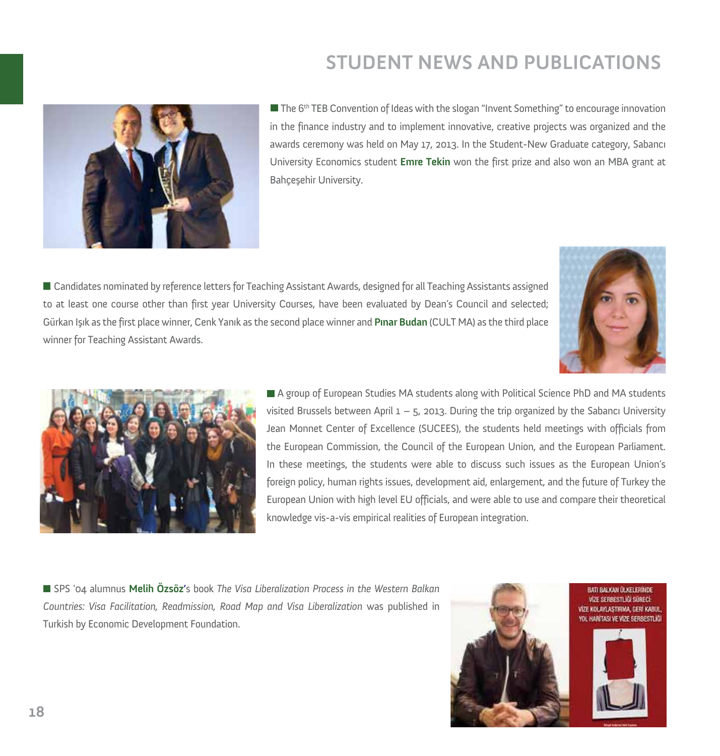# STUDENT NEWS AND PUBLICATIONS

The 6th TEB Convention of Ideas with the slogan "Invent Something" to encourage innovation in the finance industry and to implement innovative, creative projects was organized and the awards ceremony was held on May 17, 2013. In the Student-New Graduate category, Sabancı University Economics student **Emre Tekin** won the first prize and also won an MBA grant at Bahçeşehir University.

Candidates nominated by reference letters for Teaching Assistant Awards, designed for all Teaching Assistants assigned to at least one course other than first year University Courses, have been evaluated by Dean's Council and selected; Gürkan Işık as the first place winner, Cenk Yanık as the second place winner and **Pınar Budan** (CULT MA) as the third place winner for Teaching Assistant Awards.

A group of European Studies MA students along with Political Science PhD and MA students visited Brussels between April 1 – 5, 2013. During the trip organized by the Sabancı University Jean Monnet Center of Excellence (SUCEES), the students held meetings with officials from the European Commission, the Council of the European Union, and the European Parliament. In these meetings, the students were able to discuss such issues as the European Union's foreign policy, human rights issues, development aid, enlargement, and the future of Turkey the European Union with high level EU officials, and were able to use and compare their theoretical knowledge vis-a-vis empirical realities of European integration.

SPS '04 alumnus **Melih Özsöz**'s book *The Visa Liberalization Process in the Western Balkan Countries: Visa Facilitation, Readmission, Road Map and Visa Liberalization* was published in Turkish by Economic Development Foundation.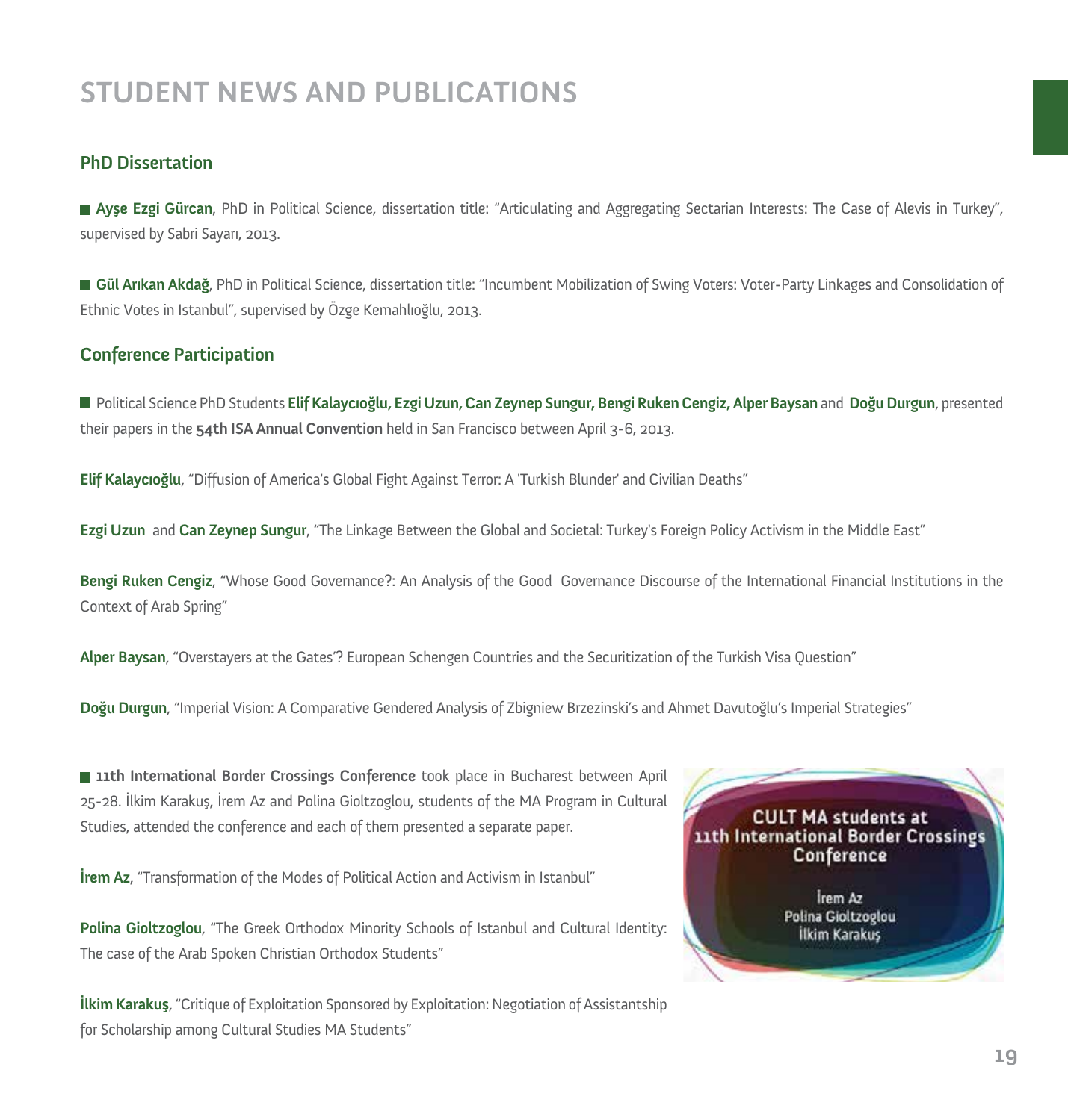# STUDENT NEWS AND PUBLICATIONS

## PhD Dissertation

- **Ayşe Ezgi Gürcan**, PhD in Political Science, dissertation title: "Articulating and Aggregating Sectarian Interests: The Case of Alevis in Turkey", supervised by Sabri Sayarı, 2013.

- **Gül Arıkan Akdağ**, PhD in Political Science, dissertation title: "Incumbent Mobilization of Swing Voters: Voter-Party Linkages and Consolidation of Ethnic Votes in Istanbul", supervised by Özge Kemahlıoğlu, 2013.

## Conference Participation

- Political Science PhD Students **Elif Kalaycıoğlu, Ezgi Uzun, Can Zeynep Sungur, Bengi Ruken Cengiz, Alper Baysan** and **Doğu Durgun**, presented their papers in the **54th ISA Annual Convention** held in San Francisco between April 3-6, 2013.

**Elif Kalaycıoğlu**, "Diffusion of America's Global Fight Against Terror: A 'Turkish Blunder' and Civilian Deaths"

**Ezgi Uzun** and **Can Zeynep Sungur**, "The Linkage Between the Global and Societal: Turkey's Foreign Policy Activism in the Middle East"

**Bengi Ruken Cengiz**, "Whose Good Governance?: An Analysis of the Good Governance Discourse of the International Financial Institutions in the Context of Arab Spring"

**Alper Baysan**, "Overstayers at the Gates'? European Schengen Countries and the Securitization of the Turkish Visa Question"

**Doğu Durgun**, "Imperial Vision: A Comparative Gendered Analysis of Zbigniew Brzezinski's and Ahmet Davutoğlu's Imperial Strategies"

- **11th International Border Crossings Conference** took place in Bucharest between April 25-28. İlkim Karakuş, İrem Az and Polina Gioltzoglou, students of the MA Program in Cultural Studies, attended the conference and each of them presented a separate paper.

**İrem Az**, "Transformation of the Modes of Political Action and Activism in Istanbul"

**Polina Gioltzoglou**, "The Greek Orthodox Minority Schools of Istanbul and Cultural Identity: The case of the Arab Spoken Christian Orthodox Students"

**İlkim Karakuş**, "Critique of Exploitation Sponsored by Exploitation: Negotiation of Assistantship for Scholarship among Cultural Studies MA Students"

CULT MA students at 11th International Border Crossings Conference

İrem Az
Polina Gioltzoglou
İlkim Karakuş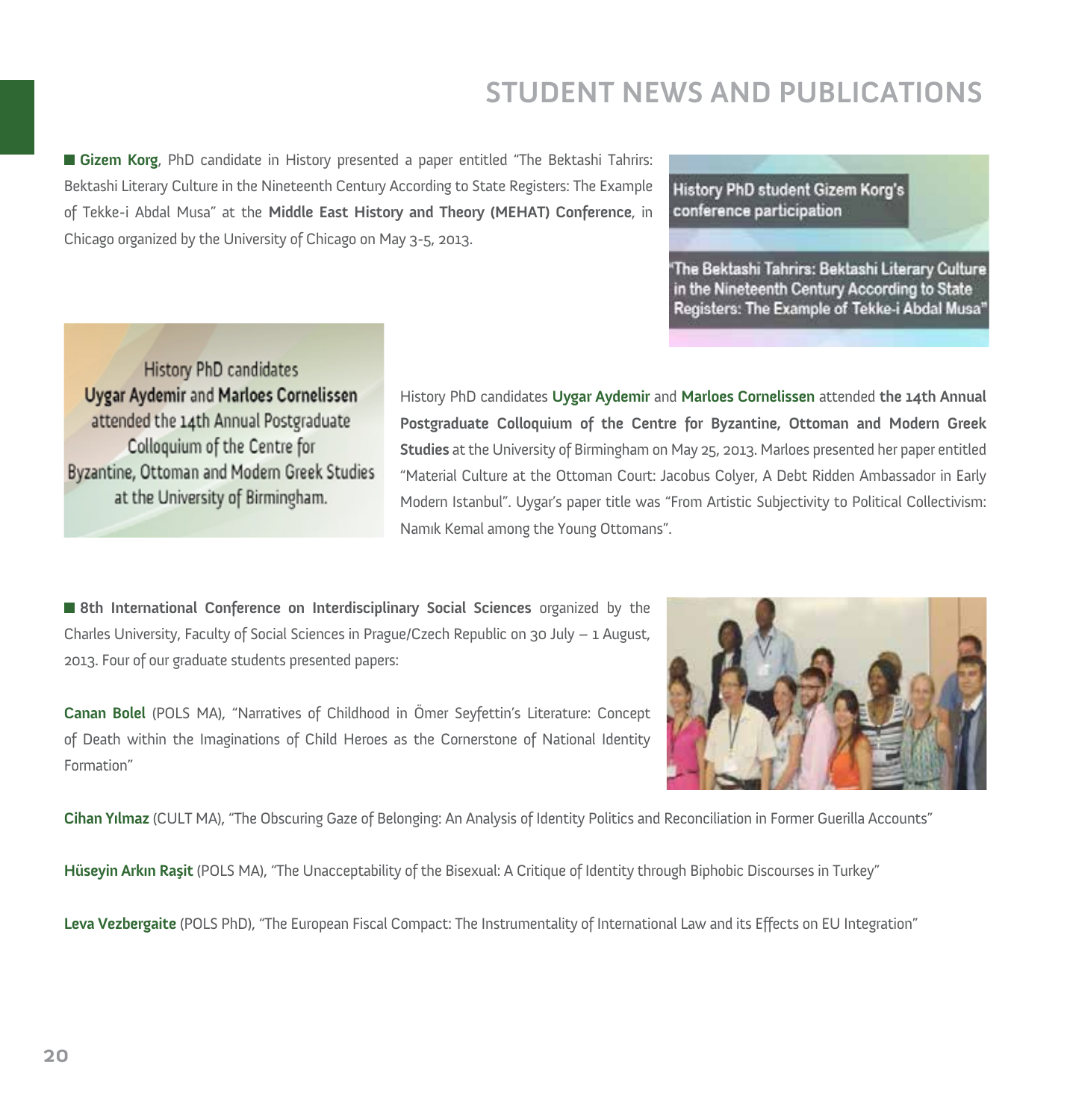# STUDENT NEWS AND PUBLICATIONS

**Gizem Korg**, PhD candidate in History presented a paper entitled "The Bektashi Tahrirs: Bektashi Literary Culture in the Nineteenth Century According to State Registers: The Example of Tekke-i Abdal Musa" at the **Middle East History and Theory (MEHAT) Conference**, in Chicago organized by the University of Chicago on May 3-5, 2013.

History PhD student Gizem Korg's conference participation

"The Bektashi Tahrirs: Bektashi Literary Culture in the Nineteenth Century According to State Registers: The Example of Tekke-i Abdal Musa"

History PhD candidates **Uygar Aydemir** and **Marloes Cornelissen** attended the 14th Annual Postgraduate Colloquium of the Centre for Byzantine, Ottoman and Modern Greek Studies at the University of Birmingham.

History PhD candidates **Uygar Aydemir** and **Marloes Cornelissen** attended **the 14th Annual Postgraduate Colloquium of the Centre for Byzantine, Ottoman and Modern Greek Studies** at the University of Birmingham on May 25, 2013. Marloes presented her paper entitled "Material Culture at the Ottoman Court: Jacobus Colyer, A Debt Ridden Ambassador in Early Modern Istanbul". Uygar's paper title was "From Artistic Subjectivity to Political Collectivism: Namık Kemal among the Young Ottomans".

**8th International Conference on Interdisciplinary Social Sciences** organized by the Charles University, Faculty of Social Sciences in Prague/Czech Republic on 30 July – 1 August, 2013. Four of our graduate students presented papers:

**Canan Bolel** (POLS MA), "Narratives of Childhood in Ömer Seyfettin's Literature: Concept of Death within the Imaginations of Child Heroes as the Cornerstone of National Identity Formation"

**Cihan Yılmaz** (CULT MA), "The Obscuring Gaze of Belonging: An Analysis of Identity Politics and Reconciliation in Former Guerilla Accounts"

**Hüseyin Arkın Raşit** (POLS MA), "The Unacceptability of the Bisexual: A Critique of Identity through Biphobic Discourses in Turkey"

**Leva Vezbergaite** (POLS PhD), "The European Fiscal Compact: The Instrumentality of International Law and its Effects on EU Integration"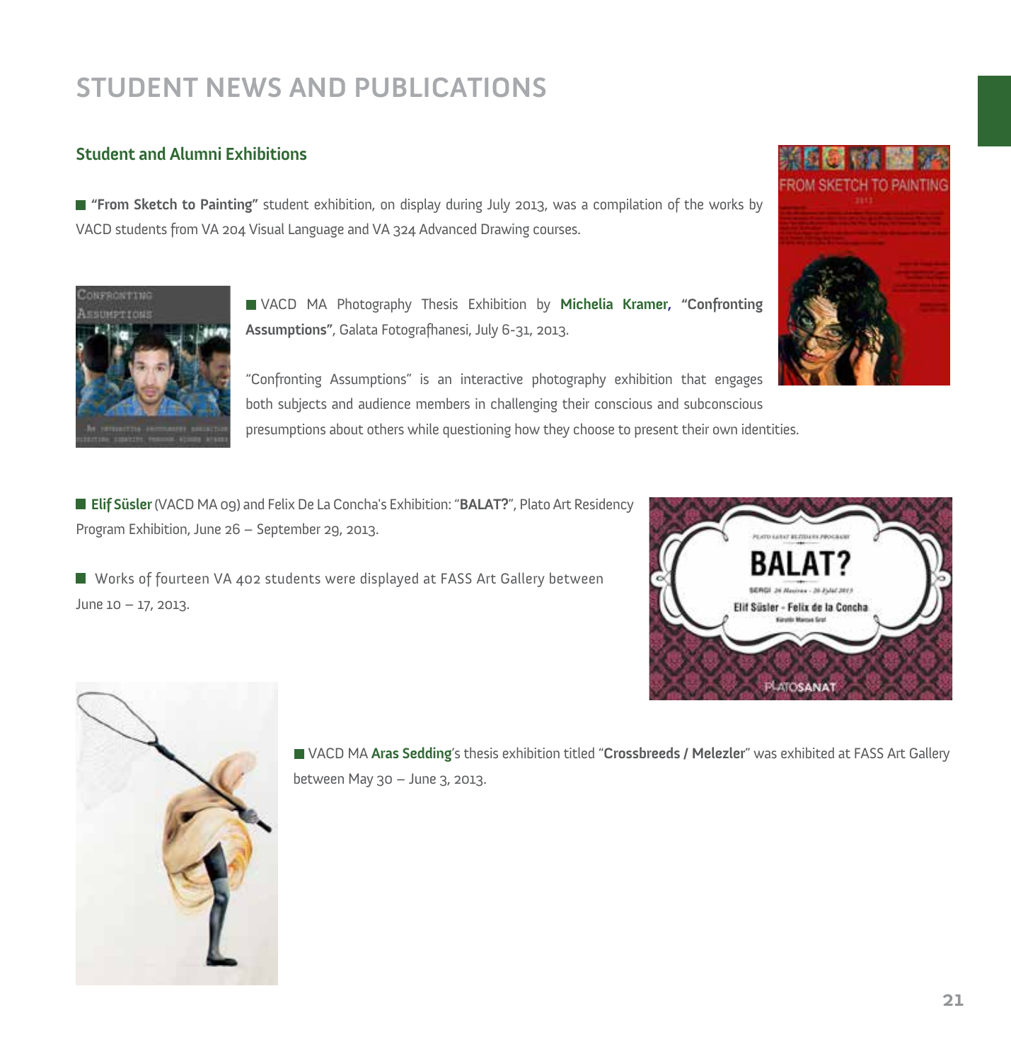# STUDENT NEWS AND PUBLICATIONS

## Student and Alumni Exhibitions

- **"From Sketch to Painting"** student exhibition, on display during July 2013, was a compilation of the works by VACD students from VA 204 Visual Language and VA 324 Advanced Drawing courses.

- VACD MA Photography Thesis Exhibition by **Michelia Kramer**, **"Confronting Assumptions"**, Galata Fotografhanesi, July 6-31, 2013.

  "Confronting Assumptions" is an interactive photography exhibition that engages both subjects and audience members in challenging their conscious and subconscious presumptions about others while questioning how they choose to present their own identities.

- **Elif Süsler** (VACD MA 09) and Felix De La Concha's Exhibition: "**BALAT?**", Plato Art Residency Program Exhibition, June 26 – September 29, 2013.

- Works of fourteen VA 402 students were displayed at FASS Art Gallery between June 10 – 17, 2013.

- VACD MA **Aras Sedding**'s thesis exhibition titled "**Crossbreeds / Melezler**" was exhibited at FASS Art Gallery between May 30 – June 3, 2013.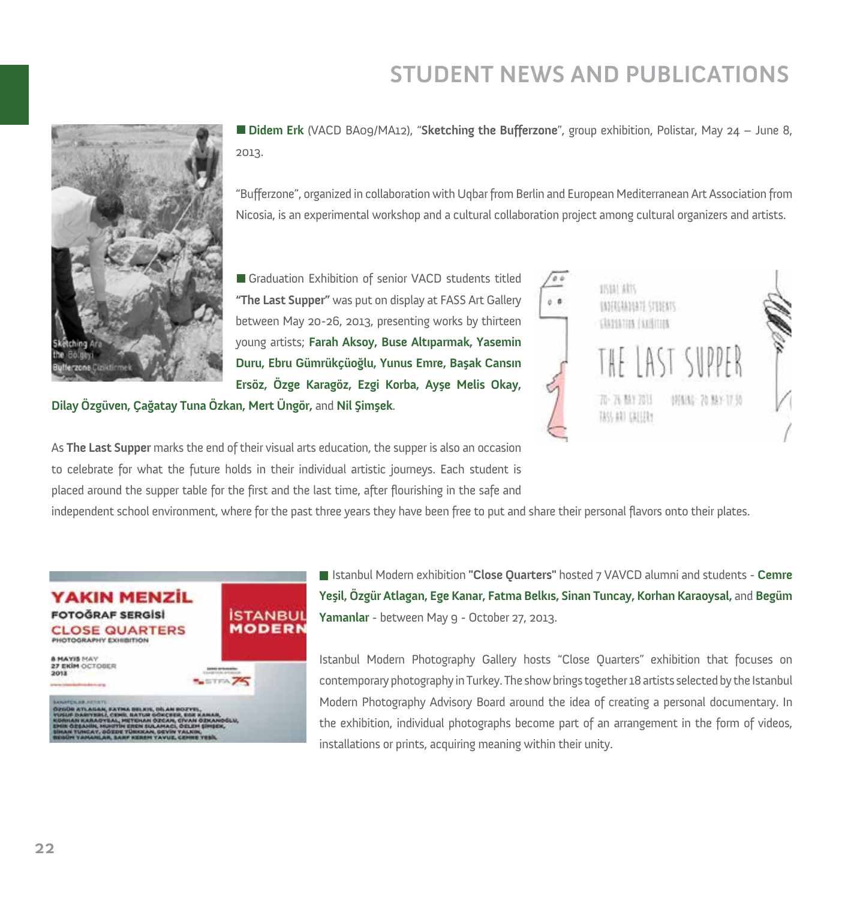# STUDENT NEWS AND PUBLICATIONS

■ **Didem Erk** (VACD BA09/MA12), "**Sketching the Bufferzone**", group exhibition, Polistar, May 24 – June 8, 2013.

"Bufferzone", organized in collaboration with Uqbar from Berlin and European Mediterranean Art Association from Nicosia, is an experimental workshop and a cultural collaboration project among cultural organizers and artists.

■ Graduation Exhibition of senior VACD students titled **"The Last Supper"** was put on display at FASS Art Gallery between May 20-26, 2013, presenting works by thirteen young artists; **Farah Aksoy, Buse Altıparmak, Yasemin Duru, Ebru Gümrükçüoğlu, Yunus Emre, Başak Cansın Ersöz, Özge Karagöz, Ezgi Korba, Ayşe Melis Okay, Dilay Özgüven, Çağatay Tuna Özkan, Mert Üngör,** and **Nil Şimşek**.

As **The Last Supper** marks the end of their visual arts education, the supper is also an occasion to celebrate for what the future holds in their individual artistic journeys. Each student is placed around the supper table for the first and the last time, after flourishing in the safe and independent school environment, where for the past three years they have been free to put and share their personal flavors onto their plates.

■ Istanbul Modern exhibition **"Close Quarters"** hosted 7 VAVCD alumni and students - **Cemre Yeşil, Özgür Atlagan, Ege Kanar, Fatma Belkıs, Sinan Tuncay, Korhan Karaoysal,** and **Begüm Yamanlar** - between May 9 - October 27, 2013.

Istanbul Modern Photography Gallery hosts "Close Quarters" exhibition that focuses on contemporary photography in Turkey. The show brings together 18 artists selected by the Istanbul Modern Photography Advisory Board around the idea of creating a personal documentary. In the exhibition, individual photographs become part of an arrangement in the form of videos, installations or prints, acquiring meaning within their unity.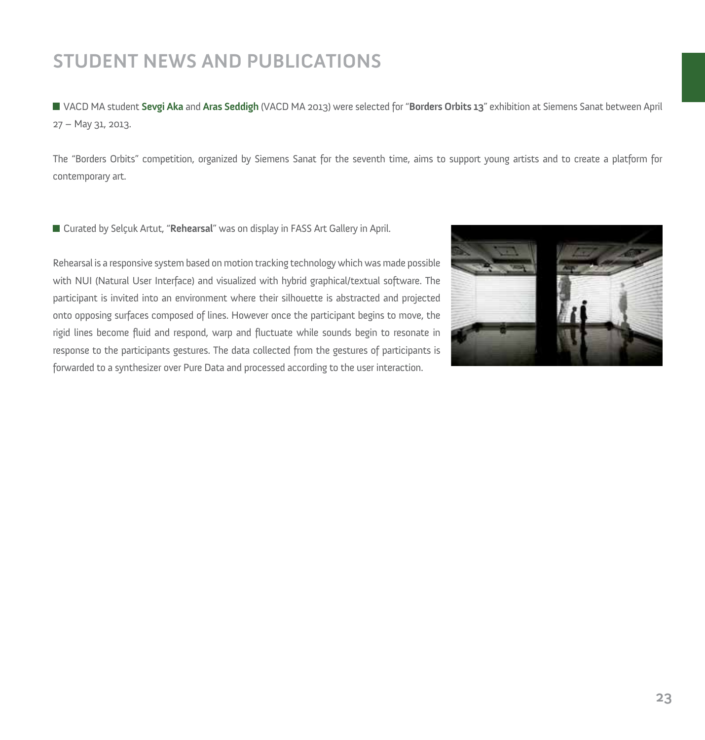# STUDENT NEWS AND PUBLICATIONS

- VACD MA student **Sevgi Aka** and **Aras Seddigh** (VACD MA 2013) were selected for "**Borders Orbits 13**" exhibition at Siemens Sanat between April 27 – May 31, 2013.

The "Borders Orbits" competition, organized by Siemens Sanat for the seventh time, aims to support young artists and to create a platform for contemporary art.

- Curated by Selçuk Artut, "**Rehearsal**" was on display in FASS Art Gallery in April.

Rehearsal is a responsive system based on motion tracking technology which was made possible with NUI (Natural User Interface) and visualized with hybrid graphical/textual software. The participant is invited into an environment where their silhouette is abstracted and projected onto opposing surfaces composed of lines. However once the participant begins to move, the rigid lines become fluid and respond, warp and fluctuate while sounds begin to resonate in response to the participants gestures. The data collected from the gestures of participants is forwarded to a synthesizer over Pure Data and processed according to the user interaction.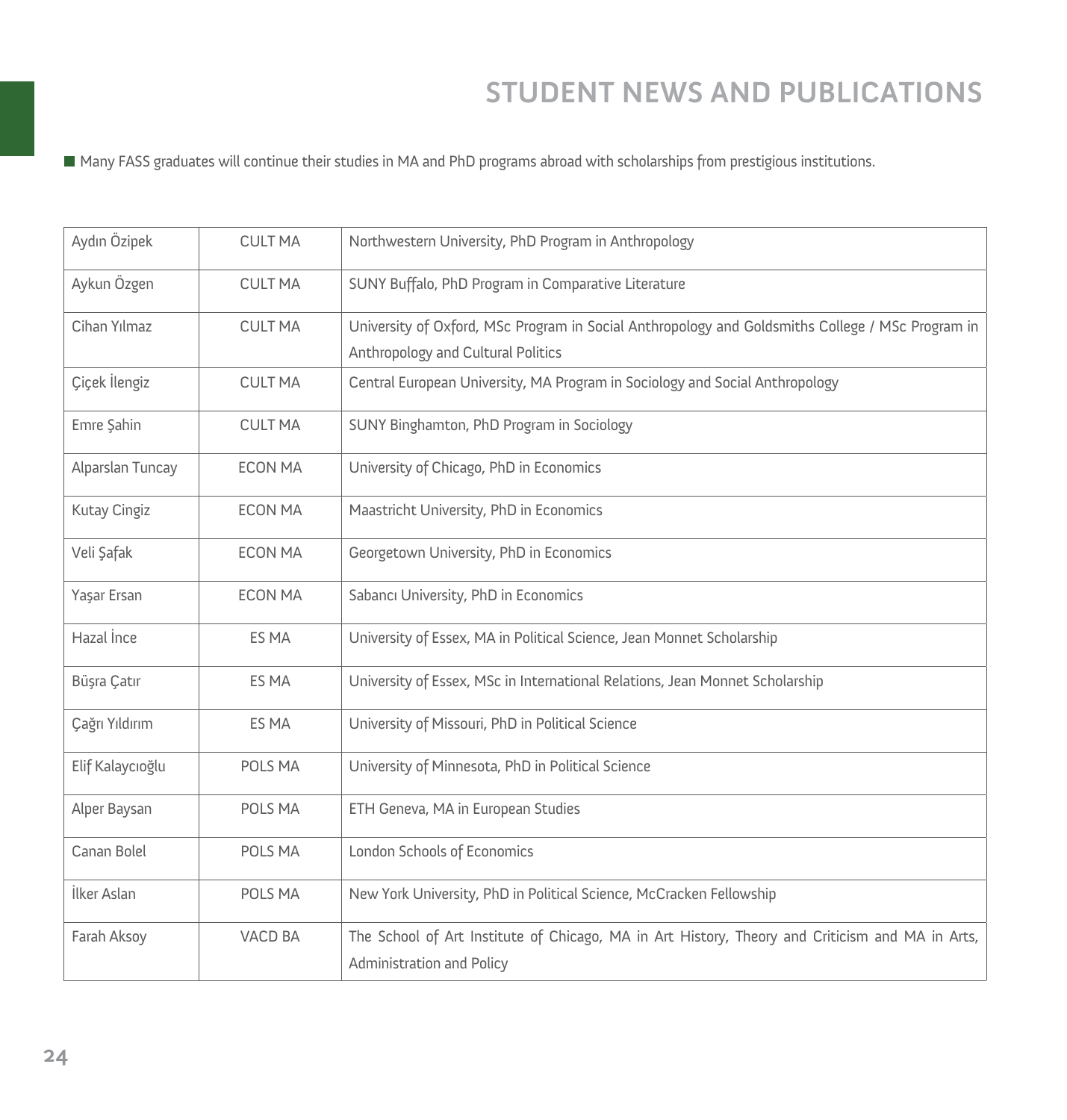# STUDENT NEWS AND PUBLICATIONS

- Many FASS graduates will continue their studies in MA and PhD programs abroad with scholarships from prestigious institutions.

| | | |
|---|---|---|
| Aydın Özipek | CULT MA | Northwestern University, PhD Program in Anthropology |
| Aykun Özgen | CULT MA | SUNY Buffalo, PhD Program in Comparative Literature |
| Cihan Yılmaz | CULT MA | University of Oxford, MSc Program in Social Anthropology and Goldsmiths College / MSc Program in Anthropology and Cultural Politics |
| Çiçek İlengiz | CULT MA | Central European University, MA Program in Sociology and Social Anthropology |
| Emre Şahin | CULT MA | SUNY Binghamton, PhD Program in Sociology |
| Alparslan Tuncay | ECON MA | University of Chicago, PhD in Economics |
| Kutay Cingiz | ECON MA | Maastricht University, PhD in Economics |
| Veli Şafak | ECON MA | Georgetown University, PhD in Economics |
| Yaşar Ersan | ECON MA | Sabancı University, PhD in Economics |
| Hazal İnce | ES MA | University of Essex, MA in Political Science, Jean Monnet Scholarship |
| Büşra Çatır | ES MA | University of Essex, MSc in International Relations, Jean Monnet Scholarship |
| Çağrı Yıldırım | ES MA | University of Missouri, PhD in Political Science |
| Elif Kalaycıoğlu | POLS MA | University of Minnesota, PhD in Political Science |
| Alper Baysan | POLS MA | ETH Geneva, MA in European Studies |
| Canan Bolel | POLS MA | London Schools of Economics |
| İlker Aslan | POLS MA | New York University, PhD in Political Science, McCracken Fellowship |
| Farah Aksoy | VACD BA | The School of Art Institute of Chicago, MA in Art History, Theory and Criticism and MA in Arts, Administration and Policy |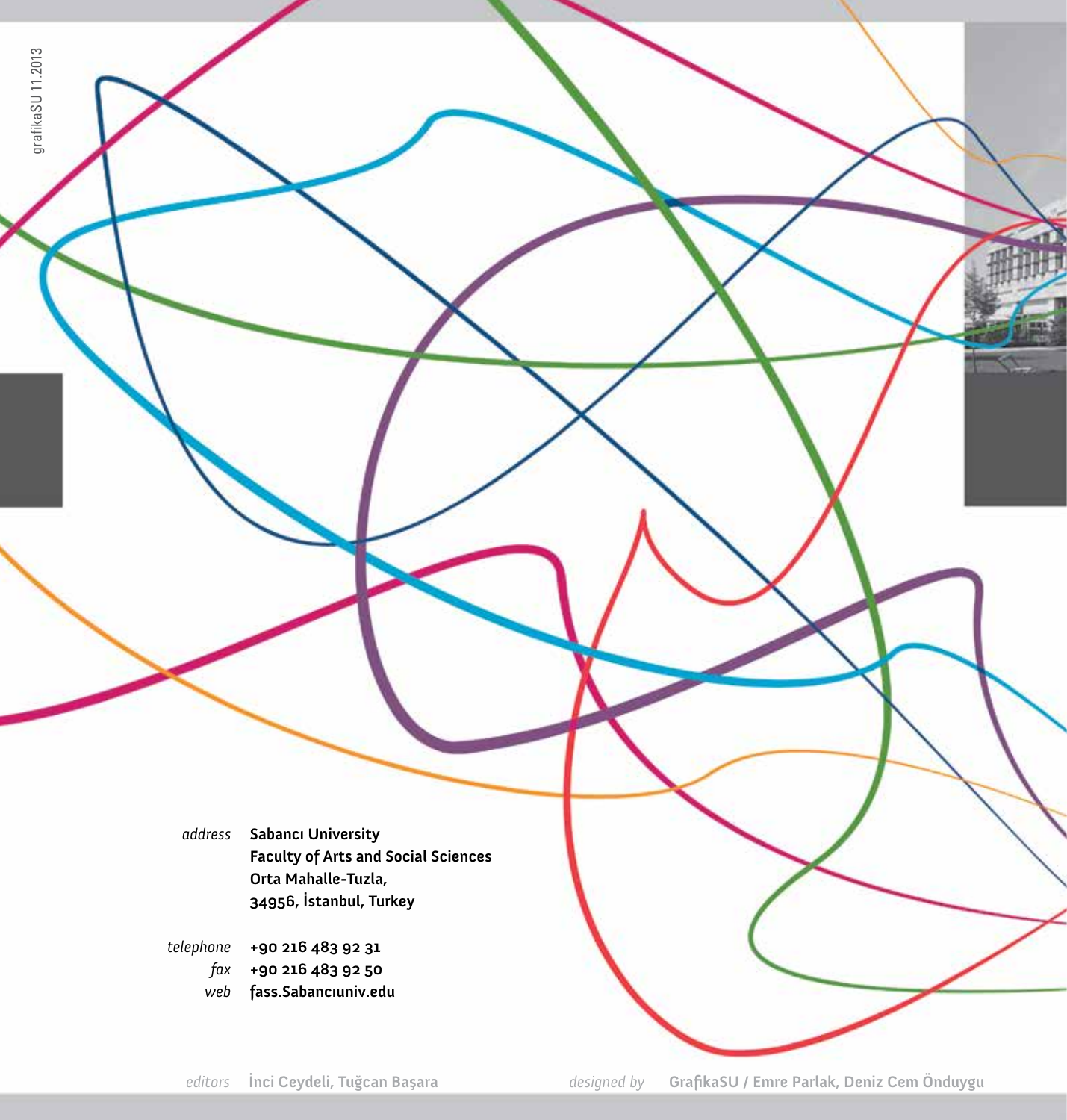grafikaSU 11.2013

*address* **Sabancı University**
**Faculty of Arts and Social Sciences**
**Orta Mahalle-Tuzla,**
**34956, İstanbul, Turkey**

*telephone* **+90 216 483 92 31**
*fax* **+90 216 483 92 50**
*web* **fass.Sabancıuniv.edu**

*editors* **İnci Ceydeli, Tuğcan Başara**

*designed by* **GrafikaSU / Emre Parlak, Deniz Cem Önduygu**